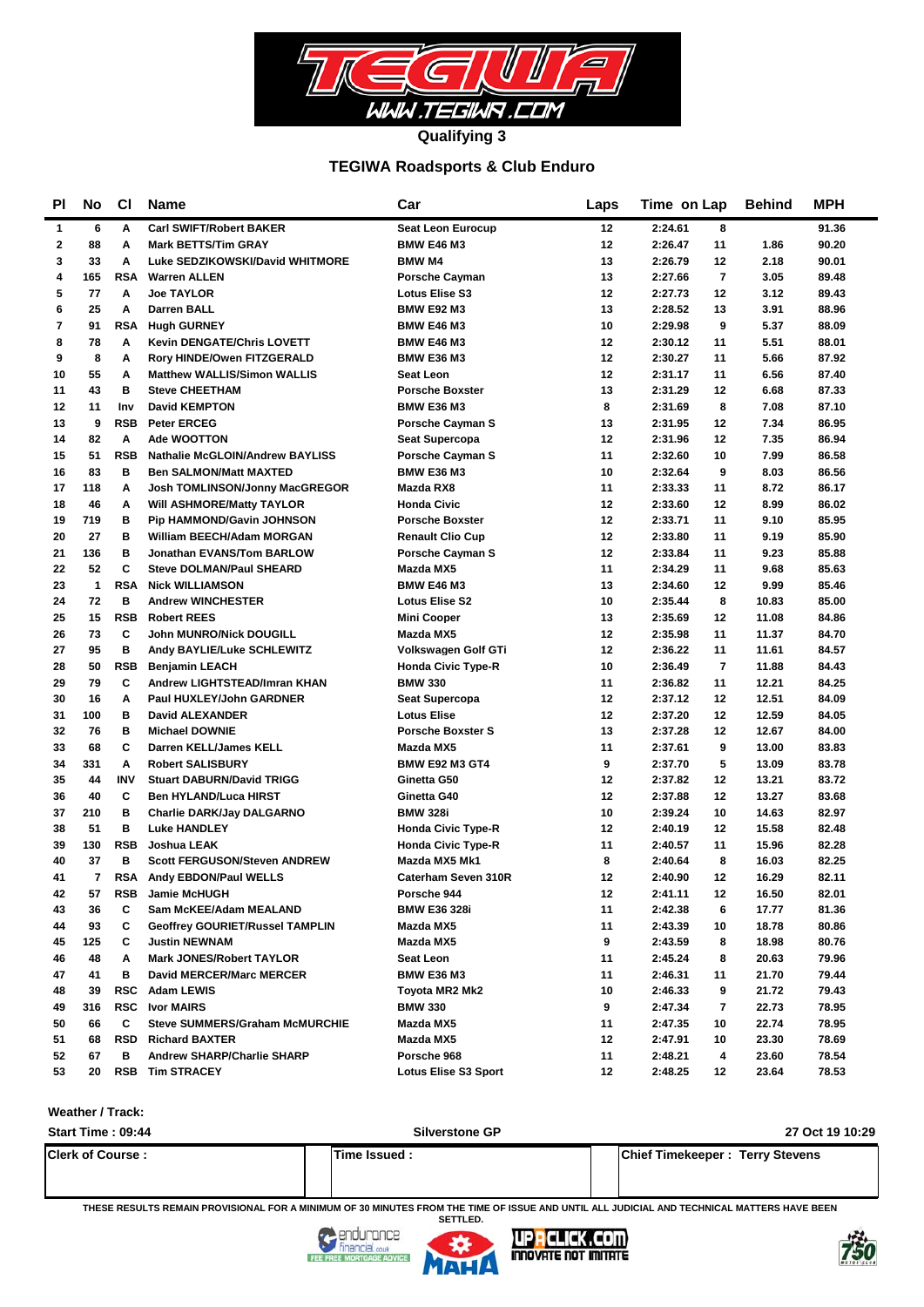**Qualifying 3**

## TEGIWA Roadsports & Club Enduro

| Pl | No | Cl | Name | Car | Laps | Time | on Lap | Behind | MPH |
|---|---|---|---|---|---|---|---|---|---|
| 1 | 6 | A | Carl SWIFT/Robert BAKER | Seat Leon Eurocup | 12 | 2:24.61 | 8 | | 91.36 |
| 2 | 88 | A | Mark BETTS/Tim GRAY | BMW E46 M3 | 12 | 2:26.47 | 11 | 1.86 | 90.20 |
| 3 | 33 | A | Luke SEDZIKOWSKI/David WHITMORE | BMW M4 | 13 | 2:26.79 | 12 | 2.18 | 90.01 |
| 4 | 165 | RSA | Warren ALLEN | Porsche Cayman | 13 | 2:27.66 | 7 | 3.05 | 89.48 |
| 5 | 77 | A | Joe TAYLOR | Lotus Elise S3 | 12 | 2:27.73 | 12 | 3.12 | 89.43 |
| 6 | 25 | A | Darren BALL | BMW E92 M3 | 13 | 2:28.52 | 13 | 3.91 | 88.96 |
| 7 | 91 | RSA | Hugh GURNEY | BMW E46 M3 | 10 | 2:29.98 | 9 | 5.37 | 88.09 |
| 8 | 78 | A | Kevin DENGATE/Chris LOVETT | BMW E46 M3 | 12 | 2:30.12 | 11 | 5.51 | 88.01 |
| 9 | 8 | A | Rory HINDE/Owen FITZGERALD | BMW E36 M3 | 12 | 2:30.27 | 11 | 5.66 | 87.92 |
| 10 | 55 | A | Matthew WALLIS/Simon WALLIS | Seat Leon | 12 | 2:31.17 | 11 | 6.56 | 87.40 |
| 11 | 43 | B | Steve CHEETHAM | Porsche Boxster | 13 | 2:31.29 | 12 | 6.68 | 87.33 |
| 12 | 11 | Inv | David KEMPTON | BMW E36 M3 | 8 | 2:31.69 | 8 | 7.08 | 87.10 |
| 13 | 9 | RSB | Peter ERCEG | Porsche Cayman S | 13 | 2:31.95 | 12 | 7.34 | 86.95 |
| 14 | 82 | A | Ade WOOTTON | Seat Supercopa | 12 | 2:31.96 | 12 | 7.35 | 86.94 |
| 15 | 51 | RSB | Nathalie McGLOIN/Andrew BAYLISS | Porsche Cayman S | 11 | 2:32.60 | 10 | 7.99 | 86.58 |
| 16 | 83 | B | Ben SALMON/Matt MAXTED | BMW E36 M3 | 10 | 2:32.64 | 9 | 8.03 | 86.56 |
| 17 | 118 | A | Josh TOMLINSON/Jonny MacGREGOR | Mazda RX8 | 11 | 2:33.33 | 11 | 8.72 | 86.17 |
| 18 | 46 | A | Will ASHMORE/Matty TAYLOR | Honda Civic | 12 | 2:33.60 | 12 | 8.99 | 86.02 |
| 19 | 719 | B | Pip HAMMOND/Gavin JOHNSON | Porsche Boxster | 12 | 2:33.71 | 11 | 9.10 | 85.95 |
| 20 | 27 | B | William BEECH/Adam MORGAN | Renault Clio Cup | 12 | 2:33.80 | 11 | 9.19 | 85.90 |
| 21 | 136 | B | Jonathan EVANS/Tom BARLOW | Porsche Cayman S | 12 | 2:33.84 | 11 | 9.23 | 85.88 |
| 22 | 52 | C | Steve DOLMAN/Paul SHEARD | Mazda MX5 | 11 | 2:34.29 | 11 | 9.68 | 85.63 |
| 23 | 1 | RSA | Nick WILLIAMSON | BMW E46 M3 | 13 | 2:34.60 | 12 | 9.99 | 85.46 |
| 24 | 72 | B | Andrew WINCHESTER | Lotus Elise S2 | 10 | 2:35.44 | 8 | 10.83 | 85.00 |
| 25 | 15 | RSB | Robert REES | Mini Cooper | 13 | 2:35.69 | 12 | 11.08 | 84.86 |
| 26 | 73 | C | John MUNRO/Nick DOUGILL | Mazda MX5 | 12 | 2:35.98 | 11 | 11.37 | 84.70 |
| 27 | 95 | B | Andy BAYLIE/Luke SCHLEWITZ | Volkswagen Golf GTi | 12 | 2:36.22 | 11 | 11.61 | 84.57 |
| 28 | 50 | RSB | Benjamin LEACH | Honda Civic Type-R | 10 | 2:36.49 | 7 | 11.88 | 84.43 |
| 29 | 79 | C | Andrew LIGHTSTEAD/Imran KHAN | BMW 330 | 11 | 2:36.82 | 11 | 12.21 | 84.25 |
| 30 | 16 | A | Paul HUXLEY/John GARDNER | Seat Supercopa | 12 | 2:37.12 | 12 | 12.51 | 84.09 |
| 31 | 100 | B | David ALEXANDER | Lotus Elise | 12 | 2:37.20 | 12 | 12.59 | 84.05 |
| 32 | 76 | B | Michael DOWNIE | Porsche Boxster S | 13 | 2:37.28 | 12 | 12.67 | 84.00 |
| 33 | 68 | C | Darren KELL/James KELL | Mazda MX5 | 11 | 2:37.61 | 9 | 13.00 | 83.83 |
| 34 | 331 | A | Robert SALISBURY | BMW E92 M3 GT4 | 9 | 2:37.70 | 5 | 13.09 | 83.78 |
| 35 | 44 | INV | Stuart DABURN/David TRIGG | Ginetta G50 | 12 | 2:37.82 | 12 | 13.21 | 83.72 |
| 36 | 40 | C | Ben HYLAND/Luca HIRST | Ginetta G40 | 12 | 2:37.88 | 12 | 13.27 | 83.68 |
| 37 | 210 | B | Charlie DARK/Jay DALGARNO | BMW 328i | 10 | 2:39.24 | 10 | 14.63 | 82.97 |
| 38 | 51 | B | Luke HANDLEY | Honda Civic Type-R | 12 | 2:40.19 | 12 | 15.58 | 82.48 |
| 39 | 130 | RSB | Joshua LEAK | Honda Civic Type-R | 11 | 2:40.57 | 11 | 15.96 | 82.28 |
| 40 | 37 | B | Scott FERGUSON/Steven ANDREW | Mazda MX5 Mk1 | 8 | 2:40.64 | 8 | 16.03 | 82.25 |
| 41 | 7 | RSA | Andy EBDON/Paul WELLS | Caterham Seven 310R | 12 | 2:40.90 | 12 | 16.29 | 82.11 |
| 42 | 57 | RSB | Jamie McHUGH | Porsche 944 | 12 | 2:41.11 | 12 | 16.50 | 82.01 |
| 43 | 36 | C | Sam McKEE/Adam MEALAND | BMW E36 328i | 11 | 2:42.38 | 6 | 17.77 | 81.36 |
| 44 | 93 | C | Geoffrey GOURIET/Russel TAMPLIN | Mazda MX5 | 11 | 2:43.39 | 10 | 18.78 | 80.86 |
| 45 | 125 | C | Justin NEWNAM | Mazda MX5 | 9 | 2:43.59 | 8 | 18.98 | 80.76 |
| 46 | 48 | A | Mark JONES/Robert TAYLOR | Seat Leon | 11 | 2:45.24 | 8 | 20.63 | 79.96 |
| 47 | 41 | B | David MERCER/Marc MERCER | BMW E36 M3 | 11 | 2:46.31 | 11 | 21.70 | 79.44 |
| 48 | 39 | RSC | Adam LEWIS | Toyota MR2 Mk2 | 10 | 2:46.33 | 9 | 21.72 | 79.43 |
| 49 | 316 | RSC | Ivor MAIRS | BMW 330 | 9 | 2:47.34 | 7 | 22.73 | 78.95 |
| 50 | 66 | C | Steve SUMMERS/Graham McMURCHIE | Mazda MX5 | 11 | 2:47.35 | 10 | 22.74 | 78.95 |
| 51 | 68 | RSD | Richard BAXTER | Mazda MX5 | 12 | 2:47.91 | 10 | 23.30 | 78.69 |
| 52 | 67 | B | Andrew SHARP/Charlie SHARP | Porsche 968 | 11 | 2:48.21 | 4 | 23.60 | 78.54 |
| 53 | 20 | RSB | Tim STRACEY | Lotus Elise S3 Sport | 12 | 2:48.25 | 12 | 23.64 | 78.53 |

**Weather / Track:**

**Start Time : 09:44** | **Silverstone GP** | **27 Oct 19 10:29**

| Clerk of Course : | Time Issued : | Chief Timekeeper : Terry Stevens |
|---|---|---|

THESE RESULTS REMAIN PROVISIONAL FOR A MINIMUM OF 30 MINUTES FROM THE TIME OF ISSUE AND UNTIL ALL JUDICIAL AND TECHNICAL MATTERS HAVE BEEN SETTLED.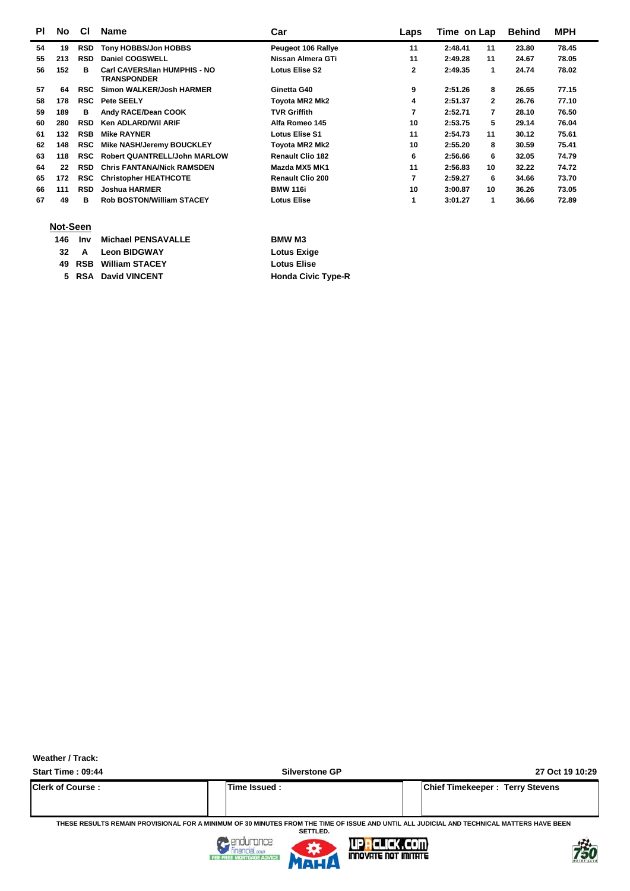| Pl | No | Cl | Name | Car | Laps | Time | on Lap | Behind | MPH |
|---|---|---|---|---|---|---|---|---|---|
| 54 | 19 | RSD | Tony HOBBS/Jon HOBBS | Peugeot 106 Rallye | 11 | 2:48.41 | 11 | 23.80 | 78.45 |
| 55 | 213 | RSD | Daniel COGSWELL | Nissan Almera GTi | 11 | 2:49.28 | 11 | 24.67 | 78.05 |
| 56 | 152 | B | Carl CAVERS/Ian HUMPHIS - NO TRANSPONDER | Lotus Elise S2 | 2 | 2:49.35 | 1 | 24.74 | 78.02 |
| 57 | 64 | RSC | Simon WALKER/Josh HARMER | Ginetta G40 | 9 | 2:51.26 | 8 | 26.65 | 77.15 |
| 58 | 178 | RSC | Pete SEELY | Toyota MR2 Mk2 | 4 | 2:51.37 | 2 | 26.76 | 77.10 |
| 59 | 189 | B | Andy RACE/Dean COOK | TVR Griffith | 7 | 2:52.71 | 7 | 28.10 | 76.50 |
| 60 | 280 | RSD | Ken ADLARD/Wil ARIF | Alfa Romeo 145 | 10 | 2:53.75 | 5 | 29.14 | 76.04 |
| 61 | 132 | RSB | Mike RAYNER | Lotus Elise S1 | 11 | 2:54.73 | 11 | 30.12 | 75.61 |
| 62 | 148 | RSC | Mike NASH/Jeremy BOUCKLEY | Toyota MR2 Mk2 | 10 | 2:55.20 | 8 | 30.59 | 75.41 |
| 63 | 118 | RSC | Robert QUANTRELL/John MARLOW | Renault Clio 182 | 6 | 2:56.66 | 6 | 32.05 | 74.79 |
| 64 | 22 | RSD | Chris FANTANA/Nick RAMSDEN | Mazda MX5 MK1 | 11 | 2:56.83 | 10 | 32.22 | 74.72 |
| 65 | 172 | RSC | Christopher HEATHCOTE | Renault Clio 200 | 7 | 2:59.27 | 6 | 34.66 | 73.70 |
| 66 | 111 | RSD | Joshua HARMER | BMW 116i | 10 | 3:00.87 | 10 | 36.26 | 73.05 |
| 67 | 49 | B | Rob BOSTON/William STACEY | Lotus Elise | 1 | 3:01.27 | 1 | 36.66 | 72.89 |

**Not-Seen**

| No | Cl | Name | Car |
|---|---|---|---|
| 146 | Inv | Michael PENSAVALLE | BMW M3 |
| 32 | A | Leon BIDGWAY | Lotus Exige |
| 49 | RSB | William STACEY | Lotus Elise |
| 5 | RSA | David VINCENT | Honda Civic Type-R |

**Weather / Track:**

**Start Time : 09:44** — **Silverstone GP** — **27 Oct 19 10:29**

| Clerk of Course : | Time Issued : | Chief Timekeeper : Terry Stevens |
|---|---|---|

THESE RESULTS REMAIN PROVISIONAL FOR A MINIMUM OF 30 MINUTES FROM THE TIME OF ISSUE AND UNTIL ALL JUDICIAL AND TECHNICAL MATTERS HAVE BEEN SETTLED.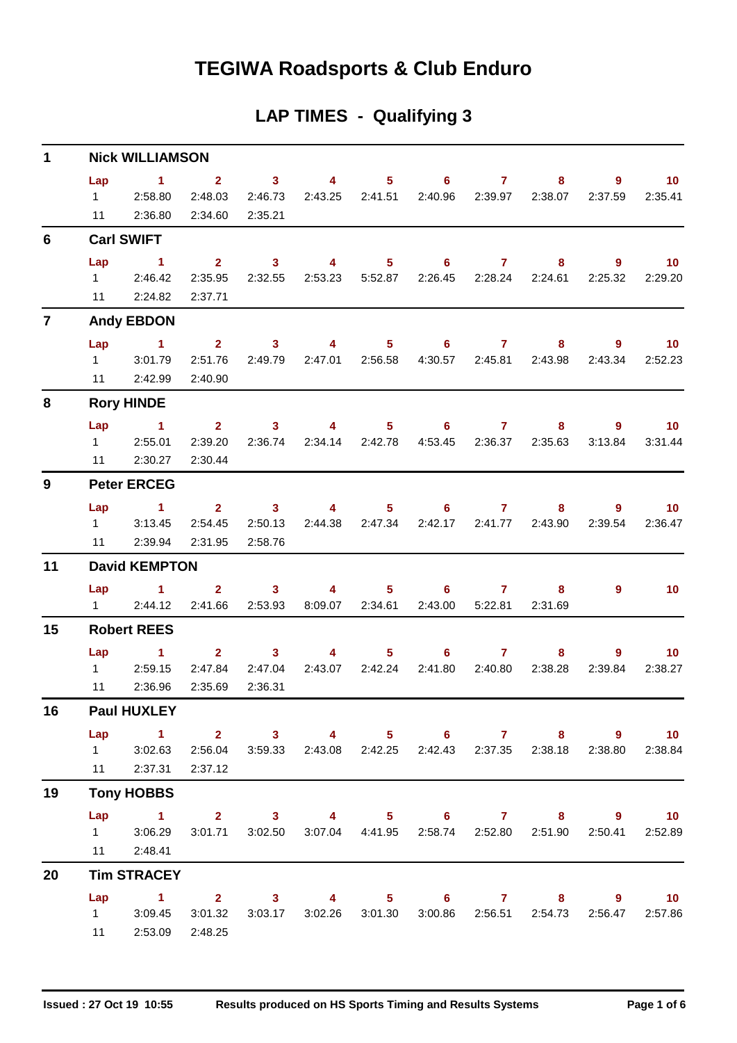# TEGIWA Roadsports & Club Enduro

## LAP TIMES - Qualifying 3

### 1 Nick WILLIAMSON

| Lap | 1 | 2 | 3 | 4 | 5 | 6 | 7 | 8 | 9 | 10 |
|---|---|---|---|---|---|---|---|---|---|---|
| 1 | 2:58.80 | 2:48.03 | 2:46.73 | 2:43.25 | 2:41.51 | 2:40.96 | 2:39.97 | 2:38.07 | 2:37.59 | 2:35.41 |
| 11 | 2:36.80 | 2:34.60 | 2:35.21 | | | | | | | |

### 6 Carl SWIFT

| Lap | 1 | 2 | 3 | 4 | 5 | 6 | 7 | 8 | 9 | 10 |
|---|---|---|---|---|---|---|---|---|---|---|
| 1 | 2:46.42 | 2:35.95 | 2:32.55 | 2:53.23 | 5:52.87 | 2:26.45 | 2:28.24 | 2:24.61 | 2:25.32 | 2:29.20 |
| 11 | 2:24.82 | 2:37.71 | | | | | | | | |

### 7 Andy EBDON

| Lap | 1 | 2 | 3 | 4 | 5 | 6 | 7 | 8 | 9 | 10 |
|---|---|---|---|---|---|---|---|---|---|---|
| 1 | 3:01.79 | 2:51.76 | 2:49.79 | 2:47.01 | 2:56.58 | 4:30.57 | 2:45.81 | 2:43.98 | 2:43.34 | 2:52.23 |
| 11 | 2:42.99 | 2:40.90 | | | | | | | | |

### 8 Rory HINDE

| Lap | 1 | 2 | 3 | 4 | 5 | 6 | 7 | 8 | 9 | 10 |
|---|---|---|---|---|---|---|---|---|---|---|
| 1 | 2:55.01 | 2:39.20 | 2:36.74 | 2:34.14 | 2:42.78 | 4:53.45 | 2:36.37 | 2:35.63 | 3:13.84 | 3:31.44 |
| 11 | 2:30.27 | 2:30.44 | | | | | | | | |

### 9 Peter ERCEG

| Lap | 1 | 2 | 3 | 4 | 5 | 6 | 7 | 8 | 9 | 10 |
|---|---|---|---|---|---|---|---|---|---|---|
| 1 | 3:13.45 | 2:54.45 | 2:50.13 | 2:44.38 | 2:47.34 | 2:42.17 | 2:41.77 | 2:43.90 | 2:39.54 | 2:36.47 |
| 11 | 2:39.94 | 2:31.95 | 2:58.76 | | | | | | | |

### 11 David KEMPTON

| Lap | 1 | 2 | 3 | 4 | 5 | 6 | 7 | 8 | 9 | 10 |
|---|---|---|---|---|---|---|---|---|---|---|
| 1 | 2:44.12 | 2:41.66 | 2:53.93 | 8:09.07 | 2:34.61 | 2:43.00 | 5:22.81 | 2:31.69 | | |

### 15 Robert REES

| Lap | 1 | 2 | 3 | 4 | 5 | 6 | 7 | 8 | 9 | 10 |
|---|---|---|---|---|---|---|---|---|---|---|
| 1 | 2:59.15 | 2:47.84 | 2:47.04 | 2:43.07 | 2:42.24 | 2:41.80 | 2:40.80 | 2:38.28 | 2:39.84 | 2:38.27 |
| 11 | 2:36.96 | 2:35.69 | 2:36.31 | | | | | | | |

### 16 Paul HUXLEY

| Lap | 1 | 2 | 3 | 4 | 5 | 6 | 7 | 8 | 9 | 10 |
|---|---|---|---|---|---|---|---|---|---|---|
| 1 | 3:02.63 | 2:56.04 | 3:59.33 | 2:43.08 | 2:42.25 | 2:42.43 | 2:37.35 | 2:38.18 | 2:38.80 | 2:38.84 |
| 11 | 2:37.31 | 2:37.12 | | | | | | | | |

### 19 Tony HOBBS

| Lap | 1 | 2 | 3 | 4 | 5 | 6 | 7 | 8 | 9 | 10 |
|---|---|---|---|---|---|---|---|---|---|---|
| 1 | 3:06.29 | 3:01.71 | 3:02.50 | 3:07.04 | 4:41.95 | 2:58.74 | 2:52.80 | 2:51.90 | 2:50.41 | 2:52.89 |
| 11 | 2:48.41 | | | | | | | | | |

### 20 Tim STRACEY

| Lap | 1 | 2 | 3 | 4 | 5 | 6 | 7 | 8 | 9 | 10 |
|---|---|---|---|---|---|---|---|---|---|---|
| 1 | 3:09.45 | 3:01.32 | 3:03.17 | 3:02.26 | 3:01.30 | 3:00.86 | 2:56.51 | 2:54.73 | 2:56.47 | 2:57.86 |
| 11 | 2:53.09 | 2:48.25 | | | | | | | | |

Issued : 27 Oct 19 10:55 Results produced on HS Sports Timing and Results Systems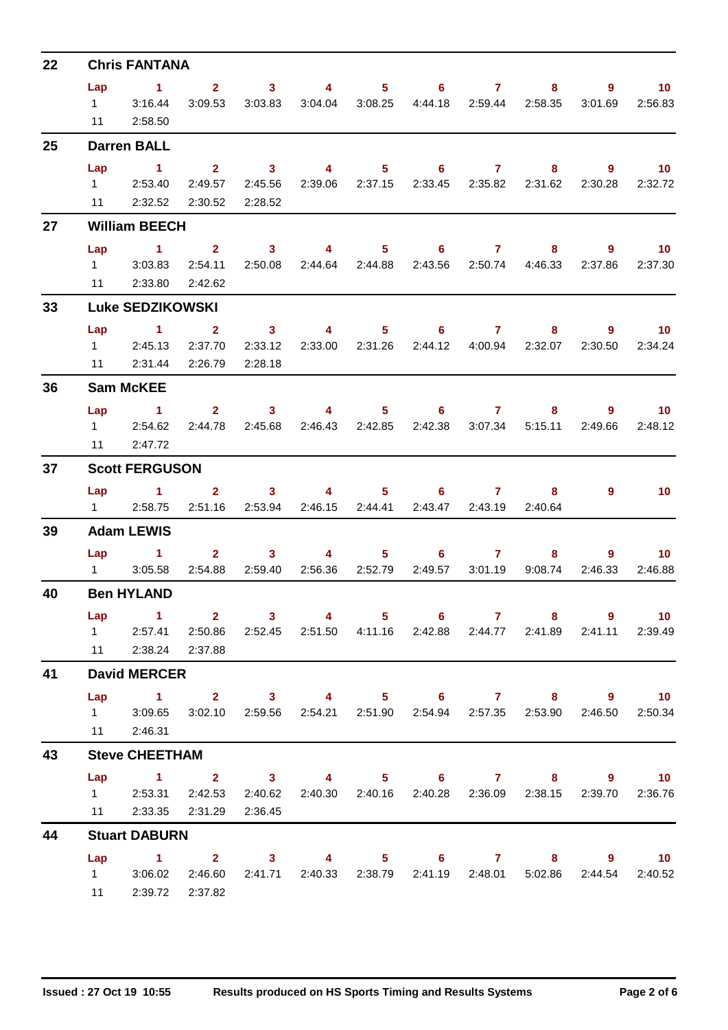## 22 Chris FANTANA

| Lap | 1 | 2 | 3 | 4 | 5 | 6 | 7 | 8 | 9 | 10 |
|---|---|---|---|---|---|---|---|---|---|---|
| 1 | 3:16.44 | 3:09.53 | 3:03.83 | 3:04.04 | 3:08.25 | 4:44.18 | 2:59.44 | 2:58.35 | 3:01.69 | 2:56.83 |
| 11 | 2:58.50 | | | | | | | | | |

## 25 Darren BALL

| Lap | 1 | 2 | 3 | 4 | 5 | 6 | 7 | 8 | 9 | 10 |
|---|---|---|---|---|---|---|---|---|---|---|
| 1 | 2:53.40 | 2:49.57 | 2:45.56 | 2:39.06 | 2:37.15 | 2:33.45 | 2:35.82 | 2:31.62 | 2:30.28 | 2:32.72 |
| 11 | 2:32.52 | 2:30.52 | 2:28.52 | | | | | | | |

## 27 William BEECH

| Lap | 1 | 2 | 3 | 4 | 5 | 6 | 7 | 8 | 9 | 10 |
|---|---|---|---|---|---|---|---|---|---|---|
| 1 | 3:03.83 | 2:54.11 | 2:50.08 | 2:44.64 | 2:44.88 | 2:43.56 | 2:50.74 | 4:46.33 | 2:37.86 | 2:37.30 |
| 11 | 2:33.80 | 2:42.62 | | | | | | | | |

## 33 Luke SEDZIKOWSKI

| Lap | 1 | 2 | 3 | 4 | 5 | 6 | 7 | 8 | 9 | 10 |
|---|---|---|---|---|---|---|---|---|---|---|
| 1 | 2:45.13 | 2:37.70 | 2:33.12 | 2:33.00 | 2:31.26 | 2:44.12 | 4:00.94 | 2:32.07 | 2:30.50 | 2:34.24 |
| 11 | 2:31.44 | 2:26.79 | 2:28.18 | | | | | | | |

## 36 Sam McKEE

| Lap | 1 | 2 | 3 | 4 | 5 | 6 | 7 | 8 | 9 | 10 |
|---|---|---|---|---|---|---|---|---|---|---|
| 1 | 2:54.62 | 2:44.78 | 2:45.68 | 2:46.43 | 2:42.85 | 2:42.38 | 3:07.34 | 5:15.11 | 2:49.66 | 2:48.12 |
| 11 | 2:47.72 | | | | | | | | | |

## 37 Scott FERGUSON

| Lap | 1 | 2 | 3 | 4 | 5 | 6 | 7 | 8 | 9 | 10 |
|---|---|---|---|---|---|---|---|---|---|---|
| 1 | 2:58.75 | 2:51.16 | 2:53.94 | 2:46.15 | 2:44.41 | 2:43.47 | 2:43.19 | 2:40.64 | | |

## 39 Adam LEWIS

| Lap | 1 | 2 | 3 | 4 | 5 | 6 | 7 | 8 | 9 | 10 |
|---|---|---|---|---|---|---|---|---|---|---|
| 1 | 3:05.58 | 2:54.88 | 2:59.40 | 2:56.36 | 2:52.79 | 2:49.57 | 3:01.19 | 9:08.74 | 2:46.33 | 2:46.88 |

## 40 Ben HYLAND

| Lap | 1 | 2 | 3 | 4 | 5 | 6 | 7 | 8 | 9 | 10 |
|---|---|---|---|---|---|---|---|---|---|---|
| 1 | 2:57.41 | 2:50.86 | 2:52.45 | 2:51.50 | 4:11.16 | 2:42.88 | 2:44.77 | 2:41.89 | 2:41.11 | 2:39.49 |
| 11 | 2:38.24 | 2:37.88 | | | | | | | | |

## 41 David MERCER

| Lap | 1 | 2 | 3 | 4 | 5 | 6 | 7 | 8 | 9 | 10 |
|---|---|---|---|---|---|---|---|---|---|---|
| 1 | 3:09.65 | 3:02.10 | 2:59.56 | 2:54.21 | 2:51.90 | 2:54.94 | 2:57.35 | 2:53.90 | 2:46.50 | 2:50.34 |
| 11 | 2:46.31 | | | | | | | | | |

## 43 Steve CHEETHAM

| Lap | 1 | 2 | 3 | 4 | 5 | 6 | 7 | 8 | 9 | 10 |
|---|---|---|---|---|---|---|---|---|---|---|
| 1 | 2:53.31 | 2:42.53 | 2:40.62 | 2:40.30 | 2:40.16 | 2:40.28 | 2:36.09 | 2:38.15 | 2:39.70 | 2:36.76 |
| 11 | 2:33.35 | 2:31.29 | 2:36.45 | | | | | | | |

## 44 Stuart DABURN

| Lap | 1 | 2 | 3 | 4 | 5 | 6 | 7 | 8 | 9 | 10 |
|---|---|---|---|---|---|---|---|---|---|---|
| 1 | 3:06.02 | 2:46.60 | 2:41.71 | 2:40.33 | 2:38.79 | 2:41.19 | 2:48.01 | 5:02.86 | 2:44.54 | 2:40.52 |
| 11 | 2:39.72 | 2:37.82 | | | | | | | | |

Issued : 27 Oct 19 10:55 — Results produced on HS Sports Timing and Results Systems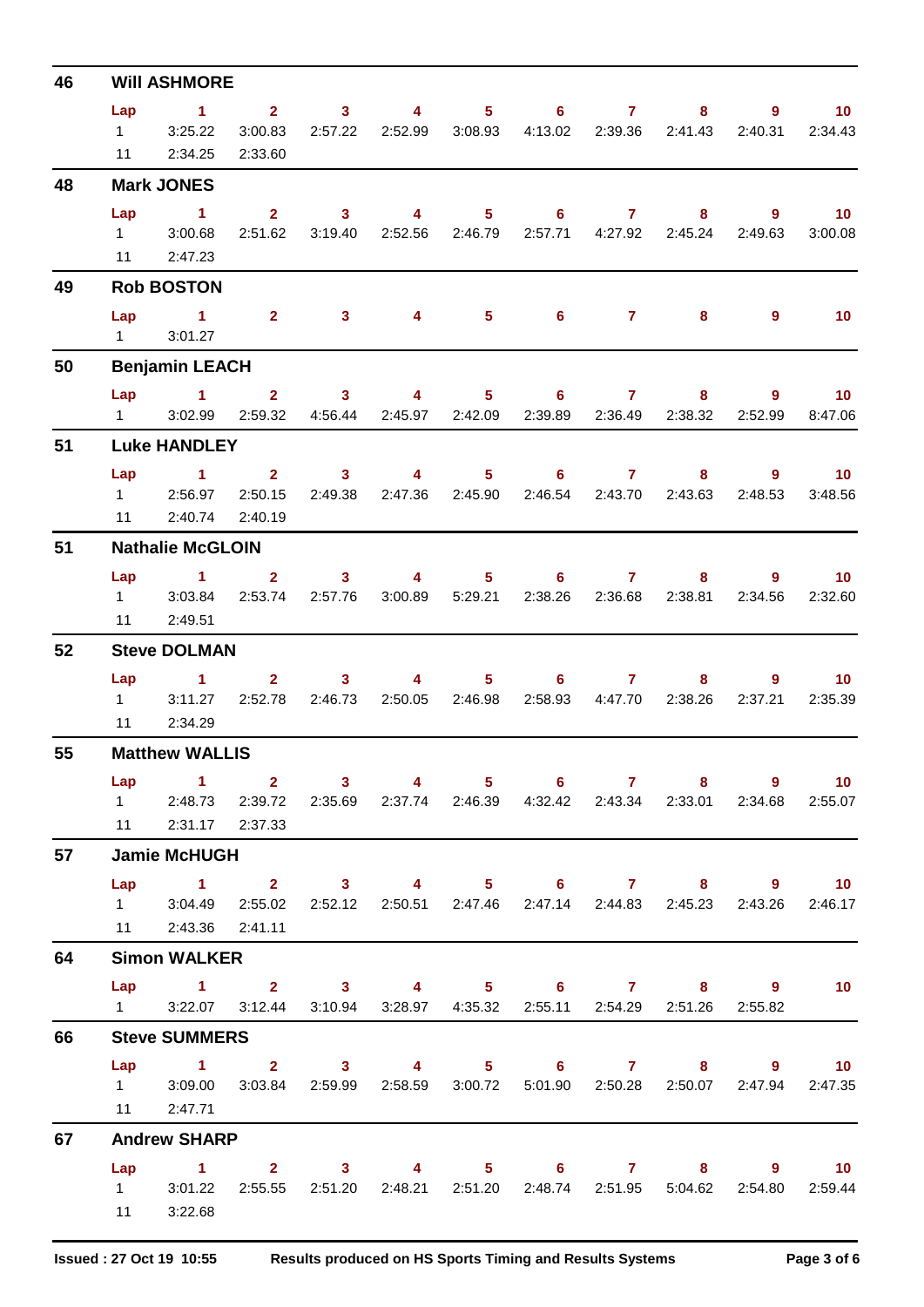## 46 Will ASHMORE

| Lap | 1 | 2 | 3 | 4 | 5 | 6 | 7 | 8 | 9 | 10 |
|---|---|---|---|---|---|---|---|---|---|---|
| 1 | 3:25.22 | 3:00.83 | 2:57.22 | 2:52.99 | 3:08.93 | 4:13.02 | 2:39.36 | 2:41.43 | 2:40.31 | 2:34.43 |
| 11 | 2:34.25 | 2:33.60 | | | | | | | | |

## 48 Mark JONES

| Lap | 1 | 2 | 3 | 4 | 5 | 6 | 7 | 8 | 9 | 10 |
|---|---|---|---|---|---|---|---|---|---|---|
| 1 | 3:00.68 | 2:51.62 | 3:19.40 | 2:52.56 | 2:46.79 | 2:57.71 | 4:27.92 | 2:45.24 | 2:49.63 | 3:00.08 |
| 11 | 2:47.23 | | | | | | | | | |

## 49 Rob BOSTON

| Lap | 1 | 2 | 3 | 4 | 5 | 6 | 7 | 8 | 9 | 10 |
|---|---|---|---|---|---|---|---|---|---|---|
| 1 | 3:01.27 | | | | | | | | | |

## 50 Benjamin LEACH

| Lap | 1 | 2 | 3 | 4 | 5 | 6 | 7 | 8 | 9 | 10 |
|---|---|---|---|---|---|---|---|---|---|---|
| 1 | 3:02.99 | 2:59.32 | 4:56.44 | 2:45.97 | 2:42.09 | 2:39.89 | 2:36.49 | 2:38.32 | 2:52.99 | 8:47.06 |

## 51 Luke HANDLEY

| Lap | 1 | 2 | 3 | 4 | 5 | 6 | 7 | 8 | 9 | 10 |
|---|---|---|---|---|---|---|---|---|---|---|
| 1 | 2:56.97 | 2:50.15 | 2:49.38 | 2:47.36 | 2:45.90 | 2:46.54 | 2:43.70 | 2:43.63 | 2:48.53 | 3:48.56 |
| 11 | 2:40.74 | 2:40.19 | | | | | | | | |

## 51 Nathalie McGLOIN

| Lap | 1 | 2 | 3 | 4 | 5 | 6 | 7 | 8 | 9 | 10 |
|---|---|---|---|---|---|---|---|---|---|---|
| 1 | 3:03.84 | 2:53.74 | 2:57.76 | 3:00.89 | 5:29.21 | 2:38.26 | 2:36.68 | 2:38.81 | 2:34.56 | 2:32.60 |
| 11 | 2:49.51 | | | | | | | | | |

## 52 Steve DOLMAN

| Lap | 1 | 2 | 3 | 4 | 5 | 6 | 7 | 8 | 9 | 10 |
|---|---|---|---|---|---|---|---|---|---|---|
| 1 | 3:11.27 | 2:52.78 | 2:46.73 | 2:50.05 | 2:46.98 | 2:58.93 | 4:47.70 | 2:38.26 | 2:37.21 | 2:35.39 |
| 11 | 2:34.29 | | | | | | | | | |

## 55 Matthew WALLIS

| Lap | 1 | 2 | 3 | 4 | 5 | 6 | 7 | 8 | 9 | 10 |
|---|---|---|---|---|---|---|---|---|---|---|
| 1 | 2:48.73 | 2:39.72 | 2:35.69 | 2:37.74 | 2:46.39 | 4:32.42 | 2:43.34 | 2:33.01 | 2:34.68 | 2:55.07 |
| 11 | 2:31.17 | 2:37.33 | | | | | | | | |

## 57 Jamie McHUGH

| Lap | 1 | 2 | 3 | 4 | 5 | 6 | 7 | 8 | 9 | 10 |
|---|---|---|---|---|---|---|---|---|---|---|
| 1 | 3:04.49 | 2:55.02 | 2:52.12 | 2:50.51 | 2:47.46 | 2:47.14 | 2:44.83 | 2:45.23 | 2:43.26 | 2:46.17 |
| 11 | 2:43.36 | 2:41.11 | | | | | | | | |

## 64 Simon WALKER

| Lap | 1 | 2 | 3 | 4 | 5 | 6 | 7 | 8 | 9 | 10 |
|---|---|---|---|---|---|---|---|---|---|---|
| 1 | 3:22.07 | 3:12.44 | 3:10.94 | 3:28.97 | 4:35.32 | 2:55.11 | 2:54.29 | 2:51.26 | 2:55.82 | |

## 66 Steve SUMMERS

| Lap | 1 | 2 | 3 | 4 | 5 | 6 | 7 | 8 | 9 | 10 |
|---|---|---|---|---|---|---|---|---|---|---|
| 1 | 3:09.00 | 3:03.84 | 2:59.99 | 2:58.59 | 3:00.72 | 5:01.90 | 2:50.28 | 2:50.07 | 2:47.94 | 2:47.35 |
| 11 | 2:47.71 | | | | | | | | | |

## 67 Andrew SHARP

| Lap | 1 | 2 | 3 | 4 | 5 | 6 | 7 | 8 | 9 | 10 |
|---|---|---|---|---|---|---|---|---|---|---|
| 1 | 3:01.22 | 2:55.55 | 2:51.20 | 2:48.21 | 2:51.20 | 2:48.74 | 2:51.95 | 5:04.62 | 2:54.80 | 2:59.44 |
| 11 | 3:22.68 | | | | | | | | | |

Issued : 27 Oct 19 10:55 — Results produced on HS Sports Timing and Results Systems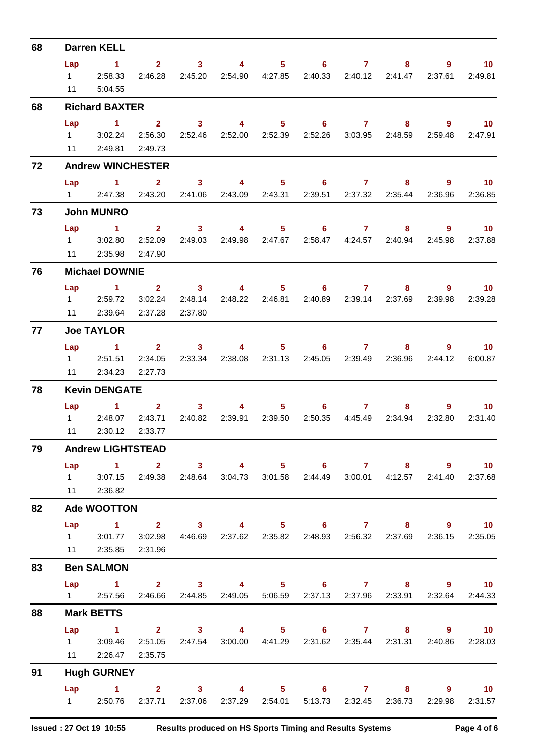## 68 Darren KELL

| Lap | 1 | 2 | 3 | 4 | 5 | 6 | 7 | 8 | 9 | 10 |
|---|---|---|---|---|---|---|---|---|---|---|
| 1 | 2:58.33 | 2:46.28 | 2:45.20 | 2:54.90 | 4:27.85 | 2:40.33 | 2:40.12 | 2:41.47 | 2:37.61 | 2:49.81 |
| 11 | 5:04.55 | | | | | | | | | |

## 68 Richard BAXTER

| Lap | 1 | 2 | 3 | 4 | 5 | 6 | 7 | 8 | 9 | 10 |
|---|---|---|---|---|---|---|---|---|---|---|
| 1 | 3:02.24 | 2:56.30 | 2:52.46 | 2:52.00 | 2:52.39 | 2:52.26 | 3:03.95 | 2:48.59 | 2:59.48 | 2:47.91 |
| 11 | 2:49.81 | 2:49.73 | | | | | | | | |

## 72 Andrew WINCHESTER

| Lap | 1 | 2 | 3 | 4 | 5 | 6 | 7 | 8 | 9 | 10 |
|---|---|---|---|---|---|---|---|---|---|---|
| 1 | 2:47.38 | 2:43.20 | 2:41.06 | 2:43.09 | 2:43.31 | 2:39.51 | 2:37.32 | 2:35.44 | 2:36.96 | 2:36.85 |

## 73 John MUNRO

| Lap | 1 | 2 | 3 | 4 | 5 | 6 | 7 | 8 | 9 | 10 |
|---|---|---|---|---|---|---|---|---|---|---|
| 1 | 3:02.80 | 2:52.09 | 2:49.03 | 2:49.98 | 2:47.67 | 2:58.47 | 4:24.57 | 2:40.94 | 2:45.98 | 2:37.88 |
| 11 | 2:35.98 | 2:47.90 | | | | | | | | |

## 76 Michael DOWNIE

| Lap | 1 | 2 | 3 | 4 | 5 | 6 | 7 | 8 | 9 | 10 |
|---|---|---|---|---|---|---|---|---|---|---|
| 1 | 2:59.72 | 3:02.24 | 2:48.14 | 2:48.22 | 2:46.81 | 2:40.89 | 2:39.14 | 2:37.69 | 2:39.98 | 2:39.28 |
| 11 | 2:39.64 | 2:37.28 | 2:37.80 | | | | | | | |

## 77 Joe TAYLOR

| Lap | 1 | 2 | 3 | 4 | 5 | 6 | 7 | 8 | 9 | 10 |
|---|---|---|---|---|---|---|---|---|---|---|
| 1 | 2:51.51 | 2:34.05 | 2:33.34 | 2:38.08 | 2:31.13 | 2:45.05 | 2:39.49 | 2:36.96 | 2:44.12 | 6:00.87 |
| 11 | 2:34.23 | 2:27.73 | | | | | | | | |

## 78 Kevin DENGATE

| Lap | 1 | 2 | 3 | 4 | 5 | 6 | 7 | 8 | 9 | 10 |
|---|---|---|---|---|---|---|---|---|---|---|
| 1 | 2:48.07 | 2:43.71 | 2:40.82 | 2:39.91 | 2:39.50 | 2:50.35 | 4:45.49 | 2:34.94 | 2:32.80 | 2:31.40 |
| 11 | 2:30.12 | 2:33.77 | | | | | | | | |

## 79 Andrew LIGHTSTEAD

| Lap | 1 | 2 | 3 | 4 | 5 | 6 | 7 | 8 | 9 | 10 |
|---|---|---|---|---|---|---|---|---|---|---|
| 1 | 3:07.15 | 2:49.38 | 2:48.64 | 3:04.73 | 3:01.58 | 2:44.49 | 3:00.01 | 4:12.57 | 2:41.40 | 2:37.68 |
| 11 | 2:36.82 | | | | | | | | | |

## 82 Ade WOOTTON

| Lap | 1 | 2 | 3 | 4 | 5 | 6 | 7 | 8 | 9 | 10 |
|---|---|---|---|---|---|---|---|---|---|---|
| 1 | 3:01.77 | 3:02.98 | 4:46.69 | 2:37.62 | 2:35.82 | 2:48.93 | 2:56.32 | 2:37.69 | 2:36.15 | 2:35.05 |
| 11 | 2:35.85 | 2:31.96 | | | | | | | | |

## 83 Ben SALMON

| Lap | 1 | 2 | 3 | 4 | 5 | 6 | 7 | 8 | 9 | 10 |
|---|---|---|---|---|---|---|---|---|---|---|
| 1 | 2:57.56 | 2:46.66 | 2:44.85 | 2:49.05 | 5:06.59 | 2:37.13 | 2:37.96 | 2:33.91 | 2:32.64 | 2:44.33 |

## 88 Mark BETTS

| Lap | 1 | 2 | 3 | 4 | 5 | 6 | 7 | 8 | 9 | 10 |
|---|---|---|---|---|---|---|---|---|---|---|
| 1 | 3:09.46 | 2:51.05 | 2:47.54 | 3:00.00 | 4:41.29 | 2:31.62 | 2:35.44 | 2:31.31 | 2:40.86 | 2:28.03 |
| 11 | 2:26.47 | 2:35.75 | | | | | | | | |

## 91 Hugh GURNEY

| Lap | 1 | 2 | 3 | 4 | 5 | 6 | 7 | 8 | 9 | 10 |
|---|---|---|---|---|---|---|---|---|---|---|
| 1 | 2:50.76 | 2:37.71 | 2:37.06 | 2:37.29 | 2:54.01 | 5:13.73 | 2:32.45 | 2:36.73 | 2:29.98 | 2:31.57 |

Issued : 27 Oct 19 10:55 — Results produced on HS Sports Timing and Results Systems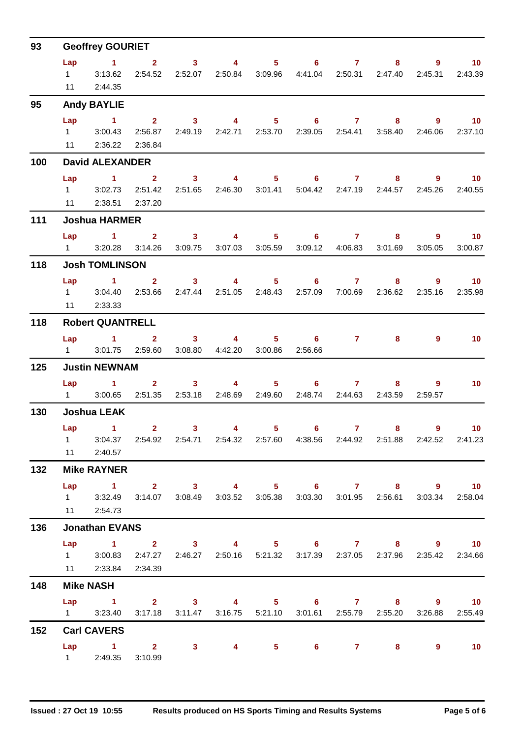## 93 Geoffrey GOURIET

| Lap | 1 | 2 | 3 | 4 | 5 | 6 | 7 | 8 | 9 | 10 |
|---|---|---|---|---|---|---|---|---|---|---|
| 1 | 3:13.62 | 2:54.52 | 2:52.07 | 2:50.84 | 3:09.96 | 4:41.04 | 2:50.31 | 2:47.40 | 2:45.31 | 2:43.39 |
| 11 | 2:44.35 | | | | | | | | | |

## 95 Andy BAYLIE

| Lap | 1 | 2 | 3 | 4 | 5 | 6 | 7 | 8 | 9 | 10 |
|---|---|---|---|---|---|---|---|---|---|---|
| 1 | 3:00.43 | 2:56.87 | 2:49.19 | 2:42.71 | 2:53.70 | 2:39.05 | 2:54.41 | 3:58.40 | 2:46.06 | 2:37.10 |
| 11 | 2:36.22 | 2:36.84 | | | | | | | | |

## 100 David ALEXANDER

| Lap | 1 | 2 | 3 | 4 | 5 | 6 | 7 | 8 | 9 | 10 |
|---|---|---|---|---|---|---|---|---|---|---|
| 1 | 3:02.73 | 2:51.42 | 2:51.65 | 2:46.30 | 3:01.41 | 5:04.42 | 2:47.19 | 2:44.57 | 2:45.26 | 2:40.55 |
| 11 | 2:38.51 | 2:37.20 | | | | | | | | |

## 111 Joshua HARMER

| Lap | 1 | 2 | 3 | 4 | 5 | 6 | 7 | 8 | 9 | 10 |
|---|---|---|---|---|---|---|---|---|---|---|
| 1 | 3:20.28 | 3:14.26 | 3:09.75 | 3:07.03 | 3:05.59 | 3:09.12 | 4:06.83 | 3:01.69 | 3:05.05 | 3:00.87 |

## 118 Josh TOMLINSON

| Lap | 1 | 2 | 3 | 4 | 5 | 6 | 7 | 8 | 9 | 10 |
|---|---|---|---|---|---|---|---|---|---|---|
| 1 | 3:04.40 | 2:53.66 | 2:47.44 | 2:51.05 | 2:48.43 | 2:57.09 | 7:00.69 | 2:36.62 | 2:35.16 | 2:35.98 |
| 11 | 2:33.33 | | | | | | | | | |

## 118 Robert QUANTRELL

| Lap | 1 | 2 | 3 | 4 | 5 | 6 | 7 | 8 | 9 | 10 |
|---|---|---|---|---|---|---|---|---|---|---|
| 1 | 3:01.75 | 2:59.60 | 3:08.80 | 4:42.20 | 3:00.86 | 2:56.66 | | | | |

## 125 Justin NEWNAM

| Lap | 1 | 2 | 3 | 4 | 5 | 6 | 7 | 8 | 9 | 10 |
|---|---|---|---|---|---|---|---|---|---|---|
| 1 | 3:00.65 | 2:51.35 | 2:53.18 | 2:48.69 | 2:49.60 | 2:48.74 | 2:44.63 | 2:43.59 | 2:59.57 | |

## 130 Joshua LEAK

| Lap | 1 | 2 | 3 | 4 | 5 | 6 | 7 | 8 | 9 | 10 |
|---|---|---|---|---|---|---|---|---|---|---|
| 1 | 3:04.37 | 2:54.92 | 2:54.71 | 2:54.32 | 2:57.60 | 4:38.56 | 2:44.92 | 2:51.88 | 2:42.52 | 2:41.23 |
| 11 | 2:40.57 | | | | | | | | | |

## 132 Mike RAYNER

| Lap | 1 | 2 | 3 | 4 | 5 | 6 | 7 | 8 | 9 | 10 |
|---|---|---|---|---|---|---|---|---|---|---|
| 1 | 3:32.49 | 3:14.07 | 3:08.49 | 3:03.52 | 3:05.38 | 3:03.30 | 3:01.95 | 2:56.61 | 3:03.34 | 2:58.04 |
| 11 | 2:54.73 | | | | | | | | | |

## 136 Jonathan EVANS

| Lap | 1 | 2 | 3 | 4 | 5 | 6 | 7 | 8 | 9 | 10 |
|---|---|---|---|---|---|---|---|---|---|---|
| 1 | 3:00.83 | 2:47.27 | 2:46.27 | 2:50.16 | 5:21.32 | 3:17.39 | 2:37.05 | 2:37.96 | 2:35.42 | 2:34.66 |
| 11 | 2:33.84 | 2:34.39 | | | | | | | | |

## 148 Mike NASH

| Lap | 1 | 2 | 3 | 4 | 5 | 6 | 7 | 8 | 9 | 10 |
|---|---|---|---|---|---|---|---|---|---|---|
| 1 | 3:23.40 | 3:17.18 | 3:11.47 | 3:16.75 | 5:21.10 | 3:01.61 | 2:55.79 | 2:55.20 | 3:26.88 | 2:55.49 |

## 152 Carl CAVERS

| Lap | 1 | 2 | 3 | 4 | 5 | 6 | 7 | 8 | 9 | 10 |
|---|---|---|---|---|---|---|---|---|---|---|
| 1 | 2:49.35 | 3:10.99 | | | | | | | | |

Issued : 27 Oct 19 10:55 — Results produced on HS Sports Timing and Results Systems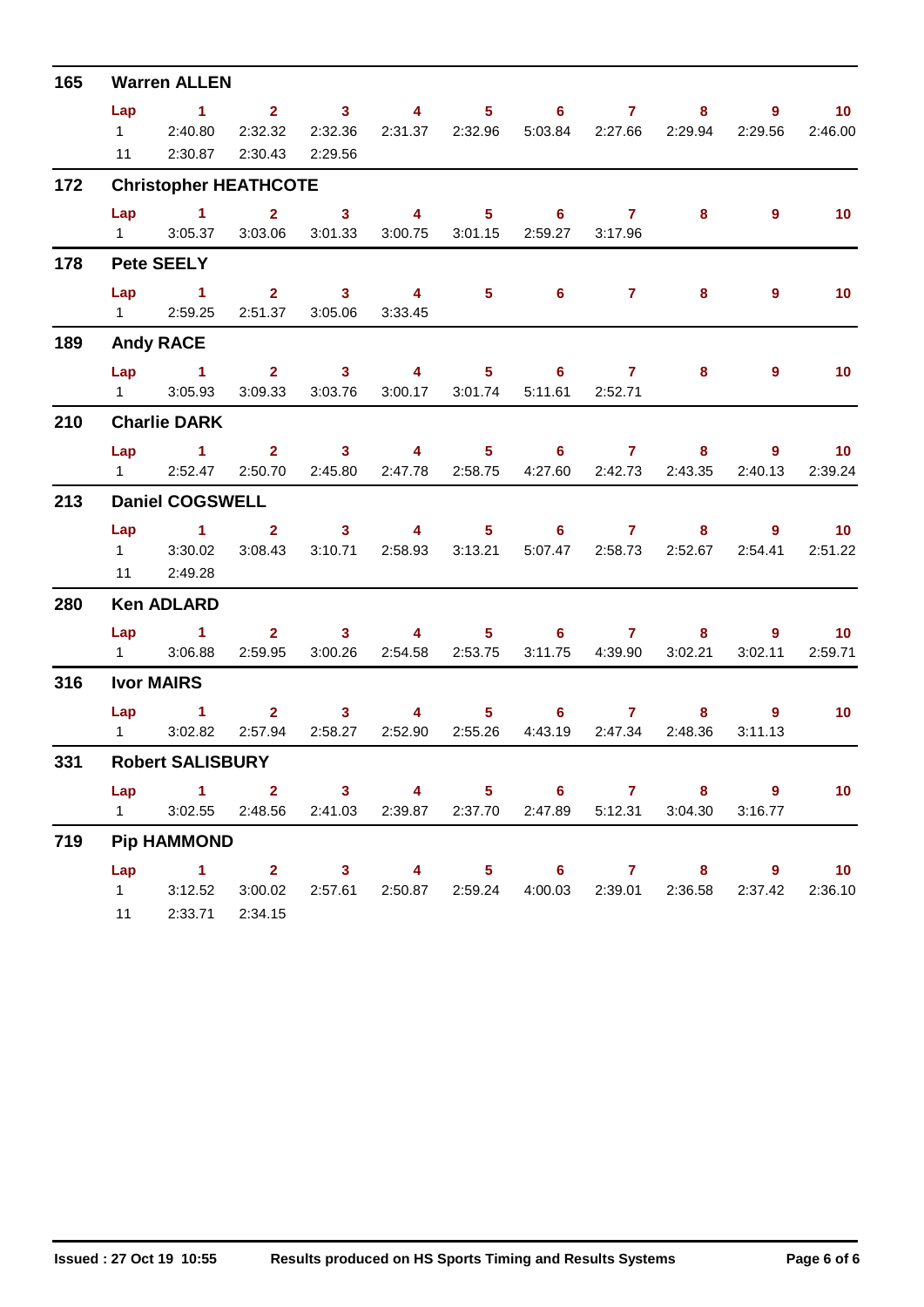## 165 Warren ALLEN

| Lap | 1 | 2 | 3 | 4 | 5 | 6 | 7 | 8 | 9 | 10 |
|---|---|---|---|---|---|---|---|---|---|---|
| 1 | 2:40.80 | 2:32.32 | 2:32.36 | 2:31.37 | 2:32.96 | 5:03.84 | 2:27.66 | 2:29.94 | 2:29.56 | 2:46.00 |
| 11 | 2:30.87 | 2:30.43 | 2:29.56 | | | | | | | |

## 172 Christopher HEATHCOTE

| Lap | 1 | 2 | 3 | 4 | 5 | 6 | 7 | 8 | 9 | 10 |
|---|---|---|---|---|---|---|---|---|---|---|
| 1 | 3:05.37 | 3:03.06 | 3:01.33 | 3:00.75 | 3:01.15 | 2:59.27 | 3:17.96 | | | |

## 178 Pete SEELY

| Lap | 1 | 2 | 3 | 4 | 5 | 6 | 7 | 8 | 9 | 10 |
|---|---|---|---|---|---|---|---|---|---|---|
| 1 | 2:59.25 | 2:51.37 | 3:05.06 | 3:33.45 | | | | | | |

## 189 Andy RACE

| Lap | 1 | 2 | 3 | 4 | 5 | 6 | 7 | 8 | 9 | 10 |
|---|---|---|---|---|---|---|---|---|---|---|
| 1 | 3:05.93 | 3:09.33 | 3:03.76 | 3:00.17 | 3:01.74 | 5:11.61 | 2:52.71 | | | |

## 210 Charlie DARK

| Lap | 1 | 2 | 3 | 4 | 5 | 6 | 7 | 8 | 9 | 10 |
|---|---|---|---|---|---|---|---|---|---|---|
| 1 | 2:52.47 | 2:50.70 | 2:45.80 | 2:47.78 | 2:58.75 | 4:27.60 | 2:42.73 | 2:43.35 | 2:40.13 | 2:39.24 |

## 213 Daniel COGSWELL

| Lap | 1 | 2 | 3 | 4 | 5 | 6 | 7 | 8 | 9 | 10 |
|---|---|---|---|---|---|---|---|---|---|---|
| 1 | 3:30.02 | 3:08.43 | 3:10.71 | 2:58.93 | 3:13.21 | 5:07.47 | 2:58.73 | 2:52.67 | 2:54.41 | 2:51.22 |
| 11 | 2:49.28 | | | | | | | | | |

## 280 Ken ADLARD

| Lap | 1 | 2 | 3 | 4 | 5 | 6 | 7 | 8 | 9 | 10 |
|---|---|---|---|---|---|---|---|---|---|---|
| 1 | 3:06.88 | 2:59.95 | 3:00.26 | 2:54.58 | 2:53.75 | 3:11.75 | 4:39.90 | 3:02.21 | 3:02.11 | 2:59.71 |

## 316 Ivor MAIRS

| Lap | 1 | 2 | 3 | 4 | 5 | 6 | 7 | 8 | 9 | 10 |
|---|---|---|---|---|---|---|---|---|---|---|
| 1 | 3:02.82 | 2:57.94 | 2:58.27 | 2:52.90 | 2:55.26 | 4:43.19 | 2:47.34 | 2:48.36 | 3:11.13 | |

## 331 Robert SALISBURY

| Lap | 1 | 2 | 3 | 4 | 5 | 6 | 7 | 8 | 9 | 10 |
|---|---|---|---|---|---|---|---|---|---|---|
| 1 | 3:02.55 | 2:48.56 | 2:41.03 | 2:39.87 | 2:37.70 | 2:47.89 | 5:12.31 | 3:04.30 | 3:16.77 | |

## 719 Pip HAMMOND

| Lap | 1 | 2 | 3 | 4 | 5 | 6 | 7 | 8 | 9 | 10 |
|---|---|---|---|---|---|---|---|---|---|---|
| 1 | 3:12.52 | 3:00.02 | 2:57.61 | 2:50.87 | 2:59.24 | 4:00.03 | 2:39.01 | 2:36.58 | 2:37.42 | 2:36.10 |
| 11 | 2:33.71 | 2:34.15 | | | | | | | | |

Issued : 27 Oct 19 10:55 — Results produced on HS Sports Timing and Results Systems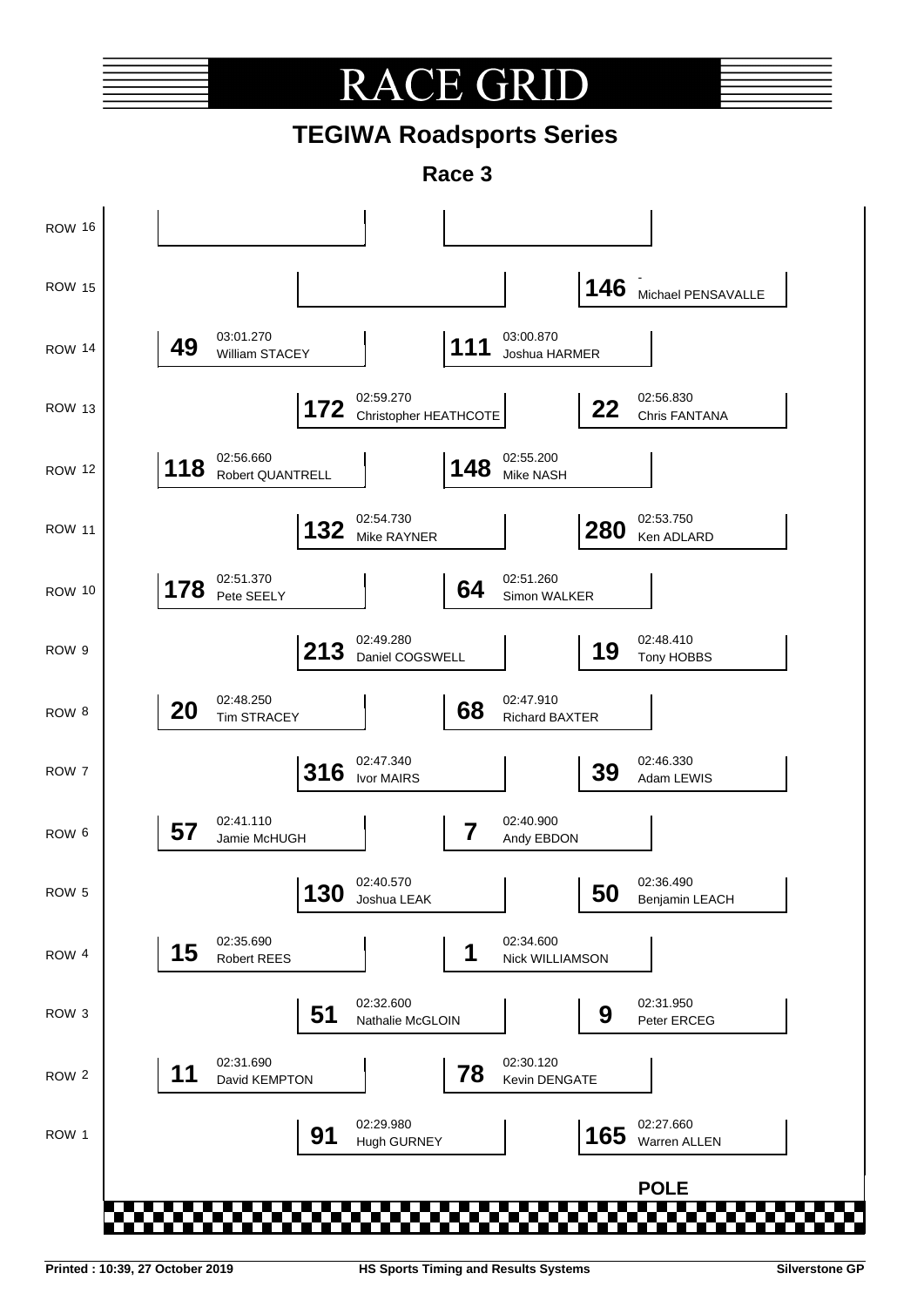# RACE GRID

## TEGIWA Roadsports Series

### Race 3

| Row | Left | Centre | Right |
| --- | --- | --- | --- |
| ROW 16 | | | |
| ROW 15 | | | **146** - Michael PENSAVALLE |
| ROW 14 | **49** 03:01.270 William STACEY | **111** 03:00.870 Joshua HARMER | |
| ROW 13 | | **172** 02:59.270 Christopher HEATHCOTE | **22** 02:56.830 Chris FANTANA |
| ROW 12 | **118** 02:56.660 Robert QUANTRELL | **148** 02:55.200 Mike NASH | |
| ROW 11 | | **132** 02:54.730 Mike RAYNER | **280** 02:53.750 Ken ADLARD |
| ROW 10 | **178** 02:51.370 Pete SEELY | **64** 02:51.260 Simon WALKER | |
| ROW 9 | | **213** 02:49.280 Daniel COGSWELL | **19** 02:48.410 Tony HOBBS |
| ROW 8 | **20** 02:48.250 Tim STRACEY | **68** 02:47.910 Richard BAXTER | |
| ROW 7 | | **316** 02:47.340 Ivor MAIRS | **39** 02:46.330 Adam LEWIS |
| ROW 6 | **57** 02:41.110 Jamie McHUGH | **7** 02:40.900 Andy EBDON | |
| ROW 5 | | **130** 02:40.570 Joshua LEAK | **50** 02:36.490 Benjamin LEACH |
| ROW 4 | **15** 02:35.690 Robert REES | **1** 02:34.600 Nick WILLIAMSON | |
| ROW 3 | | **51** 02:32.600 Nathalie McGLOIN | **9** 02:31.950 Peter ERCEG |
| ROW 2 | **11** 02:31.690 David KEMPTON | **78** 02:30.120 Kevin DENGATE | |
| ROW 1 | | **91** 02:29.980 Hugh GURNEY | **165** 02:27.660 Warren ALLEN |

**POLE**

Printed : 10:39, 27 October 2019 — HS Sports Timing and Results Systems — Silverstone GP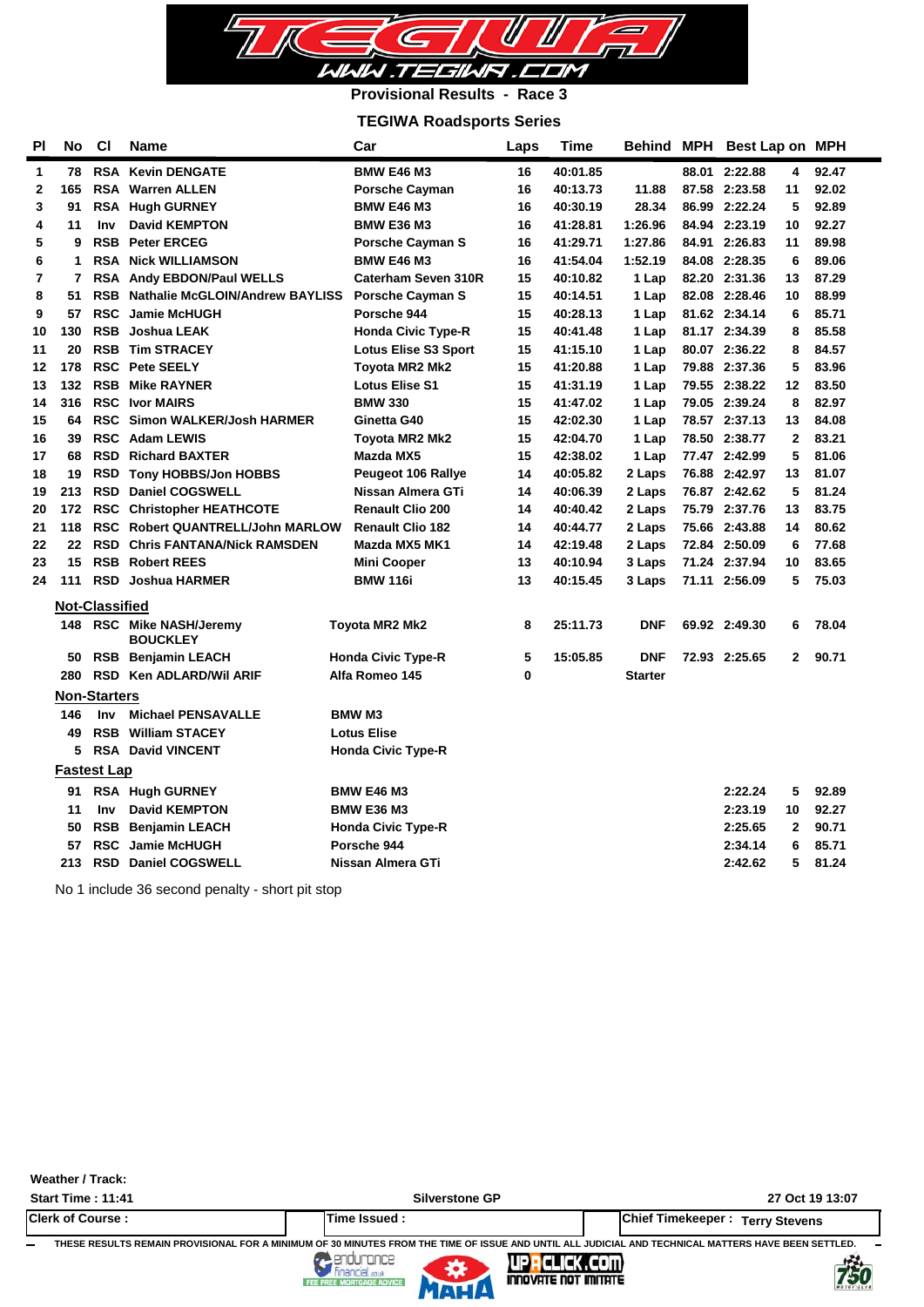**Provisional Results - Race 3**

## TEGIWA Roadsports Series

| Pl | No | Cl | Name | Car | Laps | Time | Behind | MPH | Best Lap | on | MPH |
|---|---|---|---|---|---|---|---|---|---|---|---|
| 1 | 78 | RSA | Kevin DENGATE | BMW E46 M3 | 16 | 40:01.85 | | 88.01 | 2:22.88 | 4 | 92.47 |
| 2 | 165 | RSA | Warren ALLEN | Porsche Cayman | 16 | 40:13.73 | 11.88 | 87.58 | 2:23.58 | 11 | 92.02 |
| 3 | 91 | RSA | Hugh GURNEY | BMW E46 M3 | 16 | 40:30.19 | 28.34 | 86.99 | 2:22.24 | 5 | 92.89 |
| 4 | 11 | Inv | David KEMPTON | BMW E36 M3 | 16 | 41:28.81 | 1:26.96 | 84.94 | 2:23.19 | 10 | 92.27 |
| 5 | 9 | RSB | Peter ERCEG | Porsche Cayman S | 16 | 41:29.71 | 1:27.86 | 84.91 | 2:26.83 | 11 | 89.98 |
| 6 | 1 | RSA | Nick WILLIAMSON | BMW E46 M3 | 16 | 41:54.04 | 1:52.19 | 84.08 | 2:28.35 | 6 | 89.06 |
| 7 | 7 | RSA | Andy EBDON/Paul WELLS | Caterham Seven 310R | 15 | 40:10.82 | 1 Lap | 82.20 | 2:31.36 | 13 | 87.29 |
| 8 | 51 | RSB | Nathalie McGLOIN/Andrew BAYLISS | Porsche Cayman S | 15 | 40:14.51 | 1 Lap | 82.08 | 2:28.46 | 10 | 88.99 |
| 9 | 57 | RSC | Jamie McHUGH | Porsche 944 | 15 | 40:28.13 | 1 Lap | 81.62 | 2:34.14 | 6 | 85.71 |
| 10 | 130 | RSB | Joshua LEAK | Honda Civic Type-R | 15 | 40:41.48 | 1 Lap | 81.17 | 2:34.39 | 8 | 85.58 |
| 11 | 20 | RSB | Tim STRACEY | Lotus Elise S3 Sport | 15 | 41:15.10 | 1 Lap | 80.07 | 2:36.22 | 8 | 84.57 |
| 12 | 178 | RSC | Pete SEELY | Toyota MR2 Mk2 | 15 | 41:20.88 | 1 Lap | 79.88 | 2:37.36 | 5 | 83.96 |
| 13 | 132 | RSB | Mike RAYNER | Lotus Elise S1 | 15 | 41:31.19 | 1 Lap | 79.55 | 2:38.22 | 12 | 83.50 |
| 14 | 316 | RSC | Ivor MAIRS | BMW 330 | 15 | 41:47.02 | 1 Lap | 79.05 | 2:39.24 | 8 | 82.97 |
| 15 | 64 | RSC | Simon WALKER/Josh HARMER | Ginetta G40 | 15 | 42:02.30 | 1 Lap | 78.57 | 2:37.13 | 13 | 84.08 |
| 16 | 39 | RSC | Adam LEWIS | Toyota MR2 Mk2 | 15 | 42:04.70 | 1 Lap | 78.50 | 2:38.77 | 2 | 83.21 |
| 17 | 68 | RSD | Richard BAXTER | Mazda MX5 | 15 | 42:38.02 | 1 Lap | 77.47 | 2:42.99 | 5 | 81.06 |
| 18 | 19 | RSD | Tony HOBBS/Jon HOBBS | Peugeot 106 Rallye | 14 | 40:05.82 | 2 Laps | 76.88 | 2:42.97 | 13 | 81.07 |
| 19 | 213 | RSD | Daniel COGSWELL | Nissan Almera GTi | 14 | 40:06.39 | 2 Laps | 76.87 | 2:42.62 | 5 | 81.24 |
| 20 | 172 | RSC | Christopher HEATHCOTE | Renault Clio 200 | 14 | 40:40.42 | 2 Laps | 75.79 | 2:37.76 | 13 | 83.75 |
| 21 | 118 | RSC | Robert QUANTRELL/John MARLOW | Renault Clio 182 | 14 | 40:44.77 | 2 Laps | 75.66 | 2:43.88 | 14 | 80.62 |
| 22 | 22 | RSD | Chris FANTANA/Nick RAMSDEN | Mazda MX5 MK1 | 14 | 42:19.48 | 2 Laps | 72.84 | 2:50.09 | 6 | 77.68 |
| 23 | 15 | RSB | Robert REES | Mini Cooper | 13 | 40:10.94 | 3 Laps | 71.24 | 2:37.94 | 10 | 83.65 |
| 24 | 111 | RSD | Joshua HARMER | BMW 116i | 13 | 40:15.45 | 3 Laps | 71.11 | 2:56.09 | 5 | 75.03 |

**Not-Classified**

| No | Cl | Name | Car | Laps | Time | Behind | MPH | Best Lap | on | MPH |
|---|---|---|---|---|---|---|---|---|---|---|
| 148 | RSC | Mike NASH/Jeremy BOUCKLEY | Toyota MR2 Mk2 | 8 | 25:11.73 | DNF | 69.92 | 2:49.30 | 6 | 78.04 |
| 50 | RSB | Benjamin LEACH | Honda Civic Type-R | 5 | 15:05.85 | DNF | 72.93 | 2:25.65 | 2 | 90.71 |
| 280 | RSD | Ken ADLARD/Wil ARIF | Alfa Romeo 145 | 0 | | Starter | | | | |

**Non-Starters**

| No | Cl | Name | Car |
|---|---|---|---|
| 146 | Inv | Michael PENSAVALLE | BMW M3 |
| 49 | RSB | William STACEY | Lotus Elise |
| 5 | RSA | David VINCENT | Honda Civic Type-R |

**Fastest Lap**

| No | Cl | Name | Car | Best Lap | on | MPH |
|---|---|---|---|---|---|---|
| 91 | RSA | Hugh GURNEY | BMW E46 M3 | 2:22.24 | 5 | 92.89 |
| 11 | Inv | David KEMPTON | BMW E36 M3 | 2:23.19 | 10 | 92.27 |
| 50 | RSB | Benjamin LEACH | Honda Civic Type-R | 2:25.65 | 2 | 90.71 |
| 57 | RSC | Jamie McHUGH | Porsche 944 | 2:34.14 | 6 | 85.71 |
| 213 | RSD | Daniel COGSWELL | Nissan Almera GTi | 2:42.62 | 5 | 81.24 |

No 1 include 36 second penalty - short pit stop

Weather / Track:

Start Time : 11:41 | Silverstone GP | 27 Oct 19 13:07

Clerk of Course : | Time Issued : | Chief Timekeeper : Terry Stevens

THESE RESULTS REMAIN PROVISIONAL FOR A MINIMUM OF 30 MINUTES FROM THE TIME OF ISSUE AND UNTIL ALL JUDICIAL AND TECHNICAL MATTERS HAVE BEEN SETTLED.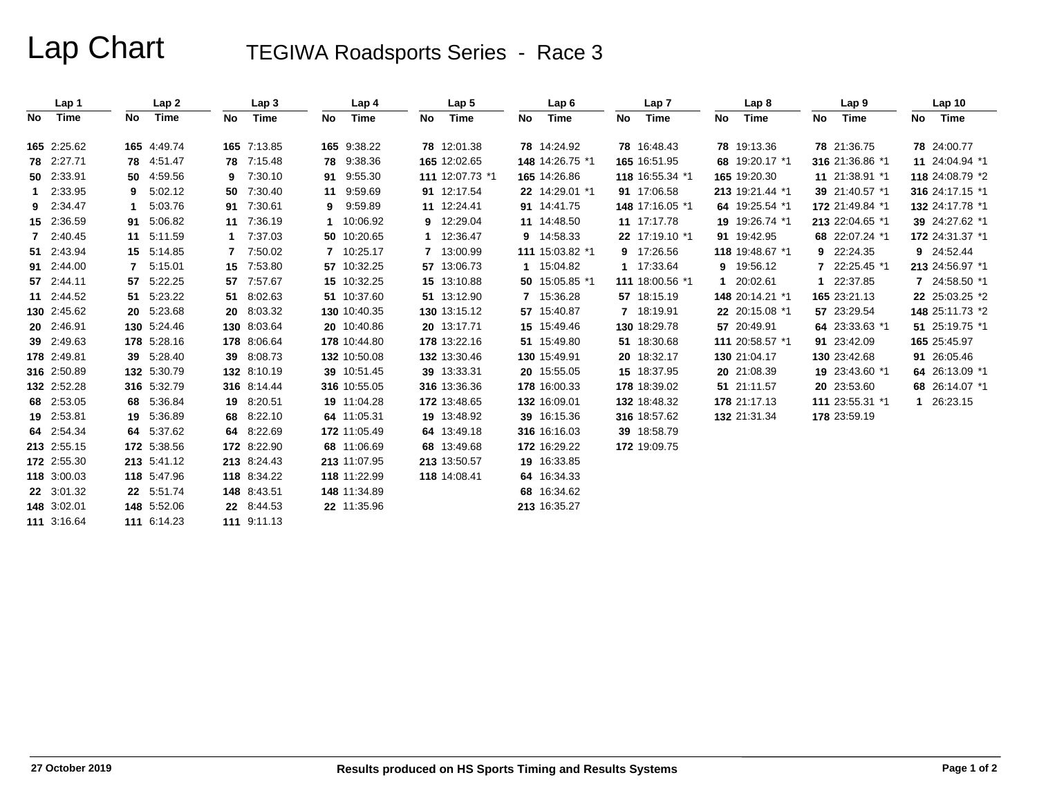# Lap Chart

## TEGIWA Roadsports Series - Race 3

| Lap 1 | | Lap 2 | | Lap 3 | | Lap 4 | | Lap 5 | | Lap 6 | | Lap 7 | | Lap 8 | | Lap 9 | | Lap 10 | |
|---|---|---|---|---|---|---|---|---|---|---|---|---|---|---|---|---|---|---|---|
| No | Time | No | Time | No | Time | No | Time | No | Time | No | Time | No | Time | No | Time | No | Time | No | Time |
| 165 | 2:25.62 | 165 | 4:49.74 | 165 | 7:13.85 | 165 | 9:38.22 | 78 | 12:01.38 | 78 | 14:24.92 | 78 | 16:48.43 | 78 | 19:13.36 | 78 | 21:36.75 | 78 | 24:00.77 |
| 78 | 2:27.71 | 78 | 4:51.47 | 78 | 7:15.48 | 78 | 9:38.36 | 165 | 12:02.65 | 148 | 14:26.75 *1 | 165 | 16:51.95 | 68 | 19:20.17 *1 | 316 | 21:36.86 *1 | 11 | 24:04.94 *1 |
| 50 | 2:33.91 | 50 | 4:59.56 | 9 | 7:30.10 | 91 | 9:55.30 | 111 | 12:07.73 *1 | 165 | 14:26.86 | 118 | 16:55.34 *1 | 165 | 19:20.30 | 11 | 21:38.91 *1 | 118 | 24:08.79 *2 |
| 1 | 2:33.95 | 9 | 5:02.12 | 50 | 7:30.40 | 11 | 9:59.69 | 91 | 12:17.54 | 22 | 14:29.01 *1 | 91 | 17:06.58 | 213 | 19:21.44 *1 | 39 | 21:40.57 *1 | 316 | 24:17.15 *1 |
| 9 | 2:34.47 | 1 | 5:03.76 | 91 | 7:30.61 | 9 | 9:59.89 | 11 | 12:24.41 | 91 | 14:41.75 | 148 | 17:16.05 *1 | 64 | 19:25.54 *1 | 172 | 21:49.84 *1 | 132 | 24:17.78 *1 |
| 15 | 2:36.59 | 91 | 5:06.82 | 11 | 7:36.19 | 1 | 10:06.92 | 9 | 12:29.04 | 11 | 14:48.50 | 11 | 17:17.78 | 19 | 19:26.74 *1 | 213 | 22:04.65 *1 | 39 | 24:27.62 *1 |
| 7 | 2:40.45 | 11 | 5:11.59 | 1 | 7:37.03 | 50 | 10:20.65 | 1 | 12:36.47 | 9 | 14:58.33 | 22 | 17:19.10 *1 | 91 | 19:42.95 | 68 | 22:07.24 *1 | 172 | 24:31.37 *1 |
| 51 | 2:43.94 | 15 | 5:14.85 | 7 | 7:50.02 | 7 | 10:25.17 | 7 | 13:00.99 | 111 | 15:03.82 *1 | 9 | 17:26.56 | 118 | 19:48.67 *1 | 9 | 22:24.35 | 9 | 24:52.44 |
| 91 | 2:44.00 | 7 | 5:15.01 | 15 | 7:53.80 | 57 | 10:32.25 | 57 | 13:06.73 | 1 | 15:04.82 | 1 | 17:33.64 | 9 | 19:56.12 | 7 | 22:25.45 *1 | 213 | 24:56.97 *1 |
| 57 | 2:44.11 | 57 | 5:22.25 | 57 | 7:57.67 | 15 | 10:32.25 | 15 | 13:10.88 | 50 | 15:05.85 *1 | 111 | 18:00.56 *1 | 1 | 20:02.61 | 1 | 22:37.85 | 7 | 24:58.50 *1 |
| 11 | 2:44.52 | 51 | 5:23.22 | 51 | 8:02.63 | 51 | 10:37.60 | 51 | 13:12.90 | 7 | 15:36.28 | 57 | 18:15.19 | 148 | 20:14.21 *1 | 165 | 23:21.13 | 22 | 25:03.25 *2 |
| 130 | 2:45.62 | 20 | 5:23.68 | 20 | 8:03.32 | 130 | 10:40.35 | 130 | 13:15.12 | 57 | 15:40.87 | 7 | 18:19.91 | 22 | 20:15.08 *1 | 57 | 23:29.54 | 148 | 25:11.73 *2 |
| 20 | 2:46.91 | 130 | 5:24.46 | 130 | 8:03.64 | 20 | 10:40.86 | 20 | 13:17.71 | 15 | 15:49.46 | 130 | 18:29.78 | 57 | 20:49.91 | 64 | 23:33.63 *1 | 51 | 25:19.75 *1 |
| 39 | 2:49.63 | 178 | 5:28.16 | 178 | 8:06.64 | 178 | 10:44.80 | 178 | 13:22.16 | 51 | 15:49.80 | 51 | 18:30.68 | 111 | 20:58.57 *1 | 91 | 23:42.09 | 165 | 25:45.97 |
| 178 | 2:49.81 | 39 | 5:28.40 | 39 | 8:08.73 | 132 | 10:50.08 | 132 | 13:30.46 | 130 | 15:49.91 | 20 | 18:32.17 | 130 | 21:04.17 | 130 | 23:42.68 | 91 | 26:05.46 |
| 316 | 2:50.89 | 132 | 5:30.79 | 132 | 8:10.19 | 39 | 10:51.45 | 39 | 13:33.31 | 20 | 15:55.05 | 15 | 18:37.95 | 20 | 21:08.39 | 19 | 23:43.60 *1 | 64 | 26:13.09 *1 |
| 132 | 2:52.28 | 316 | 5:32.79 | 316 | 8:14.44 | 316 | 10:55.05 | 316 | 13:36.36 | 178 | 16:00.33 | 178 | 18:39.02 | 51 | 21:11.57 | 20 | 23:53.60 | 68 | 26:14.07 *1 |
| 68 | 2:53.05 | 68 | 5:36.84 | 19 | 8:20.51 | 19 | 11:04.28 | 172 | 13:48.65 | 132 | 16:09.01 | 132 | 18:48.32 | 178 | 21:17.13 | 111 | 23:55.31 *1 | 1 | 26:23.15 |
| 19 | 2:53.81 | 19 | 5:36.89 | 68 | 8:22.10 | 64 | 11:05.31 | 19 | 13:48.92 | 39 | 16:15.36 | 316 | 18:57.62 | 132 | 21:31.34 | 178 | 23:59.19 | | |
| 64 | 2:54.34 | 64 | 5:37.62 | 64 | 8:22.69 | 172 | 11:05.49 | 64 | 13:49.18 | 316 | 16:16.03 | 39 | 18:58.79 | | | | | | |
| 213 | 2:55.15 | 172 | 5:38.56 | 172 | 8:22.90 | 68 | 11:06.69 | 68 | 13:49.68 | 172 | 16:29.22 | 172 | 19:09.75 | | | | | | |
| 172 | 2:55.30 | 213 | 5:41.12 | 213 | 8:24.43 | 213 | 11:07.95 | 213 | 13:50.57 | 19 | 16:33.85 | | | | | | | | |
| 118 | 3:00.03 | 118 | 5:47.96 | 118 | 8:34.22 | 118 | 11:22.99 | 118 | 14:08.41 | 64 | 16:34.33 | | | | | | | | |
| 22 | 3:01.32 | 22 | 5:51.74 | 148 | 8:43.51 | 148 | 11:34.89 | | | 68 | 16:34.62 | | | | | | | | |
| 148 | 3:02.01 | 148 | 5:52.06 | 22 | 8:44.53 | 22 | 11:35.96 | | | 213 | 16:35.27 | | | | | | | | |
| 111 | 3:16.64 | 111 | 6:14.23 | 111 | 9:11.13 | | | | | | | | | | | | | | |

27 October 2019

Results produced on HS Sports Timing and Results Systems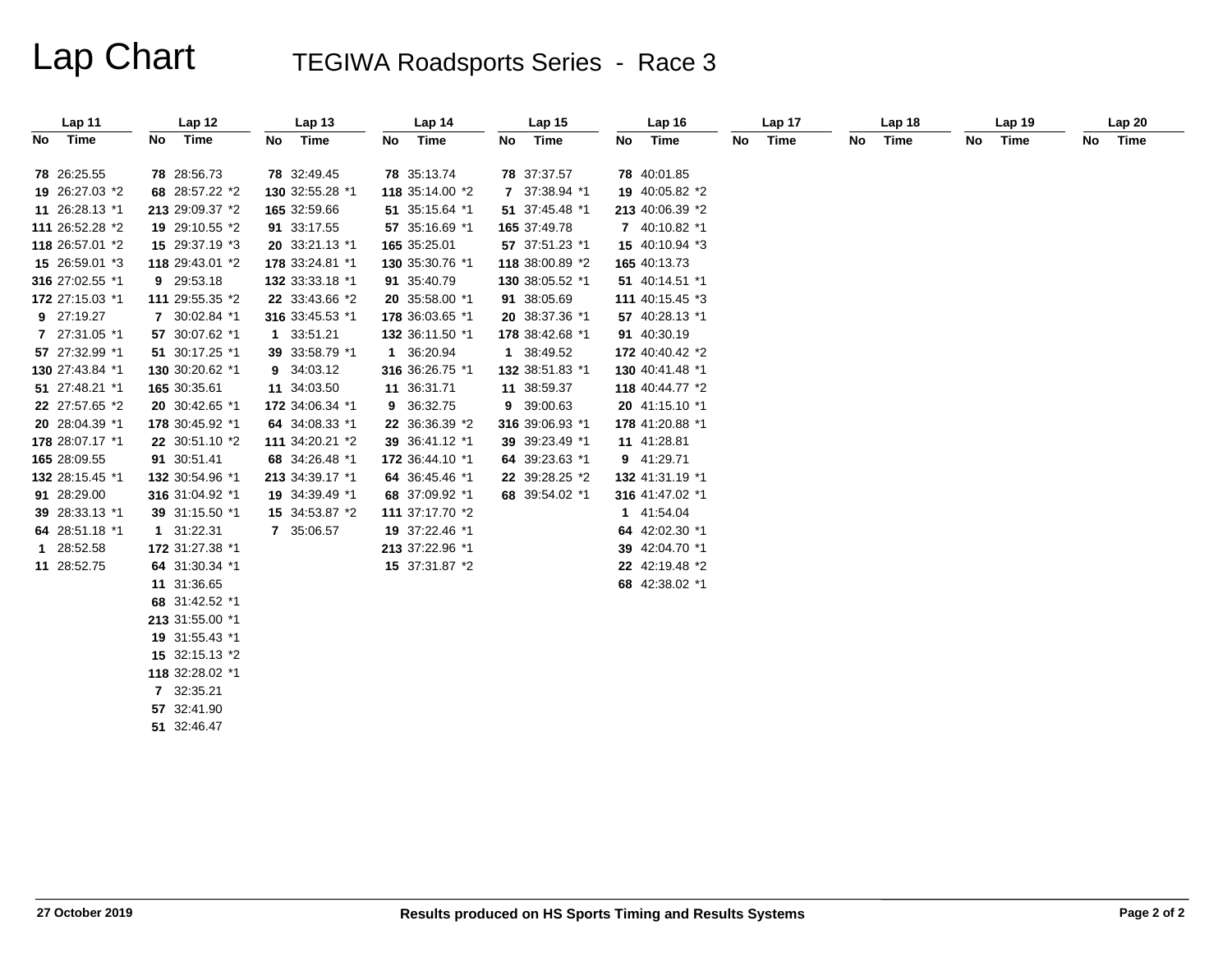# Lap Chart

## TEGIWA Roadsports Series - Race 3

| Lap 11 | | Lap 12 | | Lap 13 | | Lap 14 | | Lap 15 | | Lap 16 | | Lap 17 | | Lap 18 | | Lap 19 | | Lap 20 | |
|---|---|---|---|---|---|---|---|---|---|---|---|---|---|---|---|---|---|---|---|
| No | Time | No | Time | No | Time | No | Time | No | Time | No | Time | No | Time | No | Time | No | Time | No | Time |
| 78 | 26:25.55 | 78 | 28:56.73 | 78 | 32:49.45 | 78 | 35:13.74 | 78 | 37:37.57 | 78 | 40:01.85 | | | | | | | | |
| 19 | 26:27.03 *2 | 68 | 28:57.22 *2 | 130 | 32:55.28 *1 | 118 | 35:14.00 *2 | 7 | 37:38.94 *1 | 19 | 40:05.82 *2 | | | | | | | | |
| 11 | 26:28.13 *1 | 213 | 29:09.37 *2 | 165 | 32:59.66 | 51 | 35:15.64 *1 | 51 | 37:45.48 *1 | 213 | 40:06.39 *2 | | | | | | | | |
| 111 | 26:52.28 *2 | 19 | 29:10.55 *2 | 91 | 33:17.55 | 57 | 35:16.69 *1 | 165 | 37:49.78 | 7 | 40:10.82 *1 | | | | | | | | |
| 118 | 26:57.01 *2 | 15 | 29:37.19 *3 | 20 | 33:21.13 *1 | 165 | 35:25.01 | 57 | 37:51.23 *1 | 15 | 40:10.94 *3 | | | | | | | | |
| 15 | 26:59.01 *3 | 118 | 29:43.01 *2 | 178 | 33:24.81 *1 | 130 | 35:30.76 *1 | 118 | 38:00.89 *2 | 165 | 40:13.73 | | | | | | | | |
| 316 | 27:02.55 *1 | 9 | 29:53.18 | 132 | 33:33.18 *1 | 91 | 35:40.79 | 130 | 38:05.52 *1 | 51 | 40:14.51 *1 | | | | | | | | |
| 172 | 27:15.03 *1 | 111 | 29:55.35 *2 | 22 | 33:43.66 *2 | 20 | 35:58.00 *1 | 91 | 38:05.69 | 111 | 40:15.45 *3 | | | | | | | | |
| 9 | 27:19.27 | 7 | 30:02.84 *1 | 316 | 33:45.53 *1 | 178 | 36:03.65 *1 | 20 | 38:37.36 *1 | 57 | 40:28.13 *1 | | | | | | | | |
| 7 | 27:31.05 *1 | 57 | 30:07.62 *1 | 1 | 33:51.21 | 132 | 36:11.50 *1 | 178 | 38:42.68 *1 | 91 | 40:30.19 | | | | | | | | |
| 57 | 27:32.99 *1 | 51 | 30:17.25 *1 | 39 | 33:58.79 *1 | 1 | 36:20.94 | 1 | 38:49.52 | 172 | 40:40.42 *2 | | | | | | | | |
| 130 | 27:43.84 *1 | 130 | 30:20.62 *1 | 9 | 34:03.12 | 316 | 36:26.75 *1 | 132 | 38:51.83 *1 | 130 | 40:41.48 *1 | | | | | | | | |
| 51 | 27:48.21 *1 | 165 | 30:35.61 | 11 | 34:03.50 | 11 | 36:31.71 | 11 | 38:59.37 | 118 | 40:44.77 *2 | | | | | | | | |
| 22 | 27:57.65 *2 | 20 | 30:42.65 *1 | 172 | 34:06.34 *1 | 9 | 36:32.75 | 9 | 39:00.63 | 20 | 41:15.10 *1 | | | | | | | | |
| 20 | 28:04.39 *1 | 178 | 30:45.92 *1 | 64 | 34:08.33 *1 | 22 | 36:36.39 *2 | 316 | 39:06.93 *1 | 178 | 41:20.88 *1 | | | | | | | | |
| 178 | 28:07.17 *1 | 22 | 30:51.10 *2 | 111 | 34:20.21 *2 | 39 | 36:41.12 *1 | 39 | 39:23.49 *1 | 11 | 41:28.81 | | | | | | | | |
| 165 | 28:09.55 | 91 | 30:51.41 | 68 | 34:26.48 *1 | 172 | 36:44.10 *1 | 64 | 39:23.63 *1 | 9 | 41:29.71 | | | | | | | | |
| 132 | 28:15.45 *1 | 132 | 30:54.96 *1 | 213 | 34:39.17 *1 | 64 | 36:45.46 *1 | 22 | 39:28.25 *2 | 132 | 41:31.19 *1 | | | | | | | | |
| 91 | 28:29.00 | 316 | 31:04.92 *1 | 19 | 34:39.49 *1 | 68 | 37:09.92 *1 | 68 | 39:54.02 *1 | 316 | 41:47.02 *1 | | | | | | | | |
| 39 | 28:33.13 *1 | 39 | 31:15.50 *1 | 15 | 34:53.87 *2 | 111 | 37:17.70 *2 | | | 1 | 41:54.04 | | | | | | | | |
| 64 | 28:51.18 *1 | 1 | 31:22.31 | 7 | 35:06.57 | 19 | 37:22.46 *1 | | | 64 | 42:02.30 *1 | | | | | | | | |
| 1 | 28:52.58 | 172 | 31:27.38 *1 | | | 213 | 37:22.96 *1 | | | 39 | 42:04.70 *1 | | | | | | | | |
| 11 | 28:52.75 | 64 | 31:30.34 *1 | | | 15 | 37:31.87 *2 | | | 22 | 42:19.48 *2 | | | | | | | | |
| | | 11 | 31:36.65 | | | | | | | 68 | 42:38.02 *1 | | | | | | | | |
| | | 68 | 31:42.52 *1 | | | | | | | | | | | | | | | | |
| | | 213 | 31:55.00 *1 | | | | | | | | | | | | | | | | |
| | | 19 | 31:55.43 *1 | | | | | | | | | | | | | | | | |
| | | 15 | 32:15.13 *2 | | | | | | | | | | | | | | | | |
| | | 118 | 32:28.02 *1 | | | | | | | | | | | | | | | | |
| | | 7 | 32:35.21 | | | | | | | | | | | | | | | | |
| | | 57 | 32:41.90 | | | | | | | | | | | | | | | | |
| | | 51 | 32:46.47 | | | | | | | | | | | | | | | | |

27 October 2019

Results produced on HS Sports Timing and Results Systems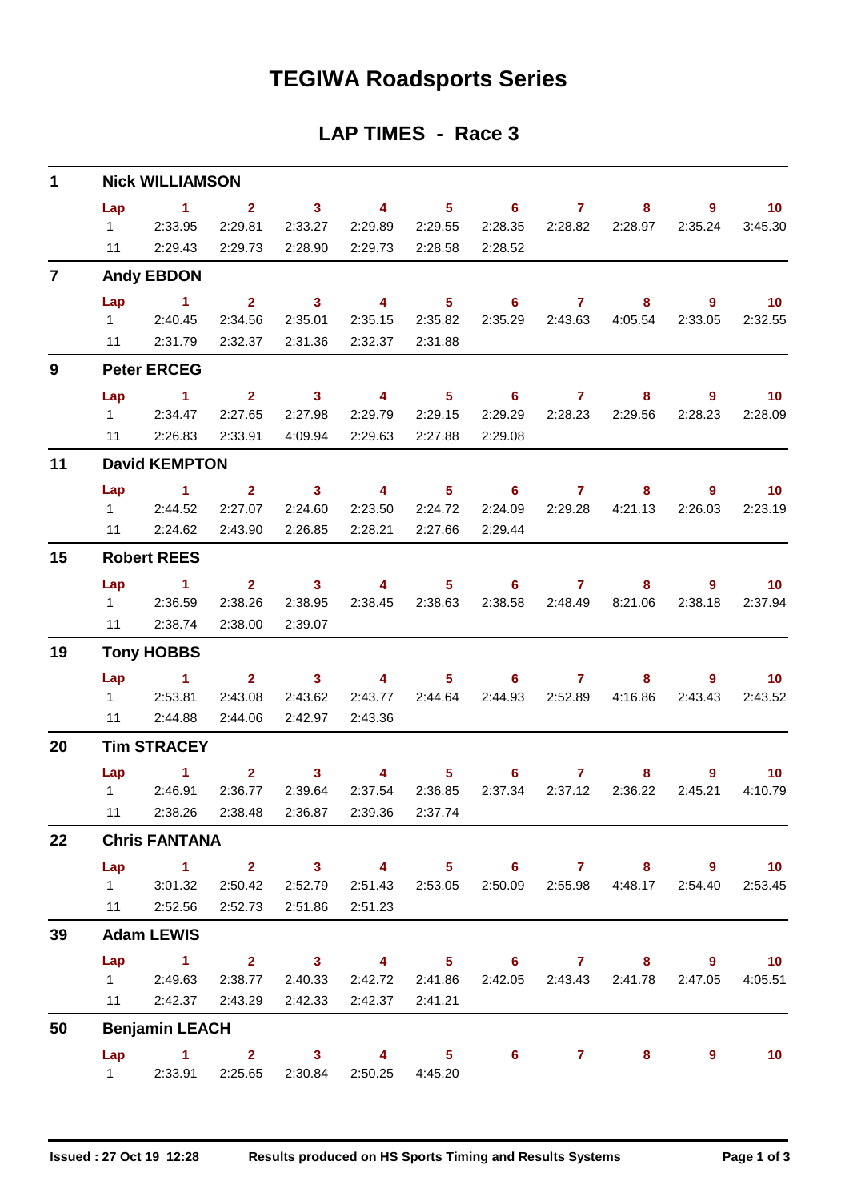# TEGIWA Roadsports Series

## LAP TIMES - Race 3

### 1 Nick WILLIAMSON

| Lap | 1 | 2 | 3 | 4 | 5 | 6 | 7 | 8 | 9 | 10 |
|---|---|---|---|---|---|---|---|---|---|---|
| 1 | 2:33.95 | 2:29.81 | 2:33.27 | 2:29.89 | 2:29.55 | 2:28.35 | 2:28.82 | 2:28.97 | 2:35.24 | 3:45.30 |
| 11 | 2:29.43 | 2:29.73 | 2:28.90 | 2:29.73 | 2:28.58 | 2:28.52 | | | | |

### 7 Andy EBDON

| Lap | 1 | 2 | 3 | 4 | 5 | 6 | 7 | 8 | 9 | 10 |
|---|---|---|---|---|---|---|---|---|---|---|
| 1 | 2:40.45 | 2:34.56 | 2:35.01 | 2:35.15 | 2:35.82 | 2:35.29 | 2:43.63 | 4:05.54 | 2:33.05 | 2:32.55 |
| 11 | 2:31.79 | 2:32.37 | 2:31.36 | 2:32.37 | 2:31.88 | | | | | |

### 9 Peter ERCEG

| Lap | 1 | 2 | 3 | 4 | 5 | 6 | 7 | 8 | 9 | 10 |
|---|---|---|---|---|---|---|---|---|---|---|
| 1 | 2:34.47 | 2:27.65 | 2:27.98 | 2:29.79 | 2:29.15 | 2:29.29 | 2:28.23 | 2:29.56 | 2:28.23 | 2:28.09 |
| 11 | 2:26.83 | 2:33.91 | 4:09.94 | 2:29.63 | 2:27.88 | 2:29.08 | | | | |

### 11 David KEMPTON

| Lap | 1 | 2 | 3 | 4 | 5 | 6 | 7 | 8 | 9 | 10 |
|---|---|---|---|---|---|---|---|---|---|---|
| 1 | 2:44.52 | 2:27.07 | 2:24.60 | 2:23.50 | 2:24.72 | 2:24.09 | 2:29.28 | 4:21.13 | 2:26.03 | 2:23.19 |
| 11 | 2:24.62 | 2:43.90 | 2:26.85 | 2:28.21 | 2:27.66 | 2:29.44 | | | | |

### 15 Robert REES

| Lap | 1 | 2 | 3 | 4 | 5 | 6 | 7 | 8 | 9 | 10 |
|---|---|---|---|---|---|---|---|---|---|---|
| 1 | 2:36.59 | 2:38.26 | 2:38.95 | 2:38.45 | 2:38.63 | 2:38.58 | 2:48.49 | 8:21.06 | 2:38.18 | 2:37.94 |
| 11 | 2:38.74 | 2:38.00 | 2:39.07 | | | | | | | |

### 19 Tony HOBBS

| Lap | 1 | 2 | 3 | 4 | 5 | 6 | 7 | 8 | 9 | 10 |
|---|---|---|---|---|---|---|---|---|---|---|
| 1 | 2:53.81 | 2:43.08 | 2:43.62 | 2:43.77 | 2:44.64 | 2:44.93 | 2:52.89 | 4:16.86 | 2:43.43 | 2:43.52 |
| 11 | 2:44.88 | 2:44.06 | 2:42.97 | 2:43.36 | | | | | | |

### 20 Tim STRACEY

| Lap | 1 | 2 | 3 | 4 | 5 | 6 | 7 | 8 | 9 | 10 |
|---|---|---|---|---|---|---|---|---|---|---|
| 1 | 2:46.91 | 2:36.77 | 2:39.64 | 2:37.54 | 2:36.85 | 2:37.34 | 2:37.12 | 2:36.22 | 2:45.21 | 4:10.79 |
| 11 | 2:38.26 | 2:38.48 | 2:36.87 | 2:39.36 | 2:37.74 | | | | | |

### 22 Chris FANTANA

| Lap | 1 | 2 | 3 | 4 | 5 | 6 | 7 | 8 | 9 | 10 |
|---|---|---|---|---|---|---|---|---|---|---|
| 1 | 3:01.32 | 2:50.42 | 2:52.79 | 2:51.43 | 2:53.05 | 2:50.09 | 2:55.98 | 4:48.17 | 2:54.40 | 2:53.45 |
| 11 | 2:52.56 | 2:52.73 | 2:51.86 | 2:51.23 | | | | | | |

### 39 Adam LEWIS

| Lap | 1 | 2 | 3 | 4 | 5 | 6 | 7 | 8 | 9 | 10 |
|---|---|---|---|---|---|---|---|---|---|---|
| 1 | 2:49.63 | 2:38.77 | 2:40.33 | 2:42.72 | 2:41.86 | 2:42.05 | 2:43.43 | 2:41.78 | 2:47.05 | 4:05.51 |
| 11 | 2:42.37 | 2:43.29 | 2:42.33 | 2:42.37 | 2:41.21 | | | | | |

### 50 Benjamin LEACH

| Lap | 1 | 2 | 3 | 4 | 5 | 6 | 7 | 8 | 9 | 10 |
|---|---|---|---|---|---|---|---|---|---|---|
| 1 | 2:33.91 | 2:25.65 | 2:30.84 | 2:50.25 | 4:45.20 | | | | | |

Issued : 27 Oct 19 12:28 — Results produced on HS Sports Timing and Results Systems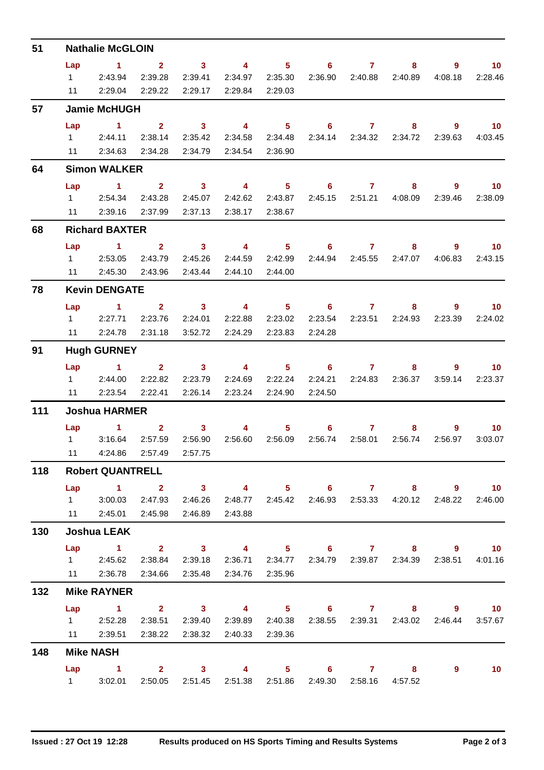## 51 Nathalie McGLOIN

| Lap | 1 | 2 | 3 | 4 | 5 | 6 | 7 | 8 | 9 | 10 |
|---|---|---|---|---|---|---|---|---|---|---|
| 1 | 2:43.94 | 2:39.28 | 2:39.41 | 2:34.97 | 2:35.30 | 2:36.90 | 2:40.88 | 2:40.89 | 4:08.18 | 2:28.46 |
| 11 | 2:29.04 | 2:29.22 | 2:29.17 | 2:29.84 | 2:29.03 | | | | | |

## 57 Jamie McHUGH

| Lap | 1 | 2 | 3 | 4 | 5 | 6 | 7 | 8 | 9 | 10 |
|---|---|---|---|---|---|---|---|---|---|---|
| 1 | 2:44.11 | 2:38.14 | 2:35.42 | 2:34.58 | 2:34.48 | 2:34.14 | 2:34.32 | 2:34.72 | 2:39.63 | 4:03.45 |
| 11 | 2:34.63 | 2:34.28 | 2:34.79 | 2:34.54 | 2:36.90 | | | | | |

## 64 Simon WALKER

| Lap | 1 | 2 | 3 | 4 | 5 | 6 | 7 | 8 | 9 | 10 |
|---|---|---|---|---|---|---|---|---|---|---|
| 1 | 2:54.34 | 2:43.28 | 2:45.07 | 2:42.62 | 2:43.87 | 2:45.15 | 2:51.21 | 4:08.09 | 2:39.46 | 2:38.09 |
| 11 | 2:39.16 | 2:37.99 | 2:37.13 | 2:38.17 | 2:38.67 | | | | | |

## 68 Richard BAXTER

| Lap | 1 | 2 | 3 | 4 | 5 | 6 | 7 | 8 | 9 | 10 |
|---|---|---|---|---|---|---|---|---|---|---|
| 1 | 2:53.05 | 2:43.79 | 2:45.26 | 2:44.59 | 2:42.99 | 2:44.94 | 2:45.55 | 2:47.07 | 4:06.83 | 2:43.15 |
| 11 | 2:45.30 | 2:43.96 | 2:43.44 | 2:44.10 | 2:44.00 | | | | | |

## 78 Kevin DENGATE

| Lap | 1 | 2 | 3 | 4 | 5 | 6 | 7 | 8 | 9 | 10 |
|---|---|---|---|---|---|---|---|---|---|---|
| 1 | 2:27.71 | 2:23.76 | 2:24.01 | 2:22.88 | 2:23.02 | 2:23.54 | 2:23.51 | 2:24.93 | 2:23.39 | 2:24.02 |
| 11 | 2:24.78 | 2:31.18 | 3:52.72 | 2:24.29 | 2:23.83 | 2:24.28 | | | | |

## 91 Hugh GURNEY

| Lap | 1 | 2 | 3 | 4 | 5 | 6 | 7 | 8 | 9 | 10 |
|---|---|---|---|---|---|---|---|---|---|---|
| 1 | 2:44.00 | 2:22.82 | 2:23.79 | 2:24.69 | 2:22.24 | 2:24.21 | 2:24.83 | 2:36.37 | 3:59.14 | 2:23.37 |
| 11 | 2:23.54 | 2:22.41 | 2:26.14 | 2:23.24 | 2:24.90 | 2:24.50 | | | | |

## 111 Joshua HARMER

| Lap | 1 | 2 | 3 | 4 | 5 | 6 | 7 | 8 | 9 | 10 |
|---|---|---|---|---|---|---|---|---|---|---|
| 1 | 3:16.64 | 2:57.59 | 2:56.90 | 2:56.60 | 2:56.09 | 2:56.74 | 2:58.01 | 2:56.74 | 2:56.97 | 3:03.07 |
| 11 | 4:24.86 | 2:57.49 | 2:57.75 | | | | | | | |

## 118 Robert QUANTRELL

| Lap | 1 | 2 | 3 | 4 | 5 | 6 | 7 | 8 | 9 | 10 |
|---|---|---|---|---|---|---|---|---|---|---|
| 1 | 3:00.03 | 2:47.93 | 2:46.26 | 2:48.77 | 2:45.42 | 2:46.93 | 2:53.33 | 4:20.12 | 2:48.22 | 2:46.00 |
| 11 | 2:45.01 | 2:45.98 | 2:46.89 | 2:43.88 | | | | | | |

## 130 Joshua LEAK

| Lap | 1 | 2 | 3 | 4 | 5 | 6 | 7 | 8 | 9 | 10 |
|---|---|---|---|---|---|---|---|---|---|---|
| 1 | 2:45.62 | 2:38.84 | 2:39.18 | 2:36.71 | 2:34.77 | 2:34.79 | 2:39.87 | 2:34.39 | 2:38.51 | 4:01.16 |
| 11 | 2:36.78 | 2:34.66 | 2:35.48 | 2:34.76 | 2:35.96 | | | | | |

## 132 Mike RAYNER

| Lap | 1 | 2 | 3 | 4 | 5 | 6 | 7 | 8 | 9 | 10 |
|---|---|---|---|---|---|---|---|---|---|---|
| 1 | 2:52.28 | 2:38.51 | 2:39.40 | 2:39.89 | 2:40.38 | 2:38.55 | 2:39.31 | 2:43.02 | 2:46.44 | 3:57.67 |
| 11 | 2:39.51 | 2:38.22 | 2:38.32 | 2:40.33 | 2:39.36 | | | | | |

## 148 Mike NASH

| Lap | 1 | 2 | 3 | 4 | 5 | 6 | 7 | 8 | 9 | 10 |
|---|---|---|---|---|---|---|---|---|---|---|
| 1 | 3:02.01 | 2:50.05 | 2:51.45 | 2:51.38 | 2:51.86 | 2:49.30 | 2:58.16 | 4:57.52 | | |

Issued : 27 Oct 19 12:28 — Results produced on HS Sports Timing and Results Systems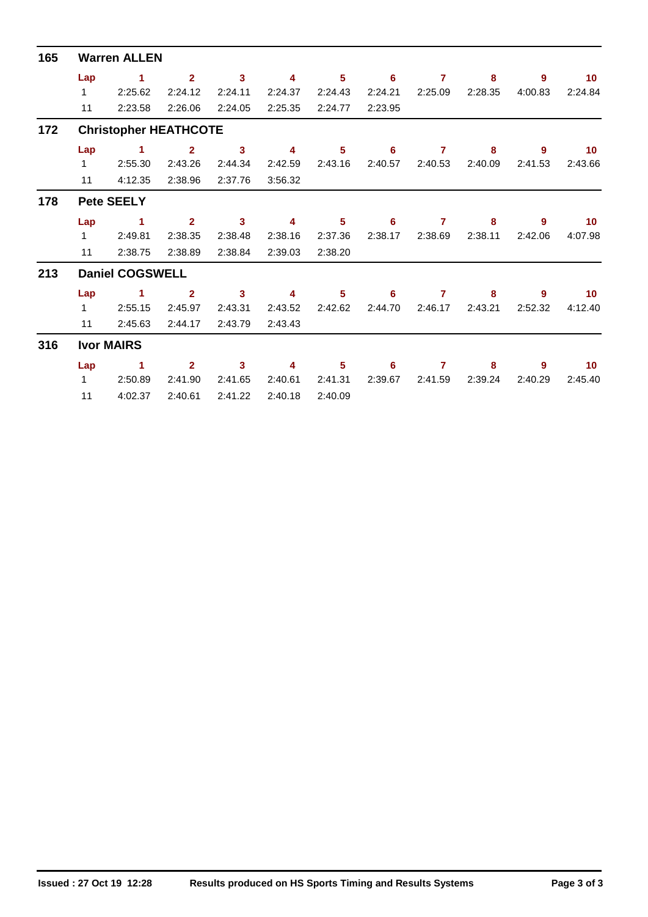## 165 Warren ALLEN

| Lap | 1 | 2 | 3 | 4 | 5 | 6 | 7 | 8 | 9 | 10 |
|---|---|---|---|---|---|---|---|---|---|---|
| 1 | 2:25.62 | 2:24.12 | 2:24.11 | 2:24.37 | 2:24.43 | 2:24.21 | 2:25.09 | 2:28.35 | 4:00.83 | 2:24.84 |
| 11 | 2:23.58 | 2:26.06 | 2:24.05 | 2:25.35 | 2:24.77 | 2:23.95 | | | | |

## 172 Christopher HEATHCOTE

| Lap | 1 | 2 | 3 | 4 | 5 | 6 | 7 | 8 | 9 | 10 |
|---|---|---|---|---|---|---|---|---|---|---|
| 1 | 2:55.30 | 2:43.26 | 2:44.34 | 2:42.59 | 2:43.16 | 2:40.57 | 2:40.53 | 2:40.09 | 2:41.53 | 2:43.66 |
| 11 | 4:12.35 | 2:38.96 | 2:37.76 | 3:56.32 | | | | | | |

## 178 Pete SEELY

| Lap | 1 | 2 | 3 | 4 | 5 | 6 | 7 | 8 | 9 | 10 |
|---|---|---|---|---|---|---|---|---|---|---|
| 1 | 2:49.81 | 2:38.35 | 2:38.48 | 2:38.16 | 2:37.36 | 2:38.17 | 2:38.69 | 2:38.11 | 2:42.06 | 4:07.98 |
| 11 | 2:38.75 | 2:38.89 | 2:38.84 | 2:39.03 | 2:38.20 | | | | | |

## 213 Daniel COGSWELL

| Lap | 1 | 2 | 3 | 4 | 5 | 6 | 7 | 8 | 9 | 10 |
|---|---|---|---|---|---|---|---|---|---|---|
| 1 | 2:55.15 | 2:45.97 | 2:43.31 | 2:43.52 | 2:42.62 | 2:44.70 | 2:46.17 | 2:43.21 | 2:52.32 | 4:12.40 |
| 11 | 2:45.63 | 2:44.17 | 2:43.79 | 2:43.43 | | | | | | |

## 316 Ivor MAIRS

| Lap | 1 | 2 | 3 | 4 | 5 | 6 | 7 | 8 | 9 | 10 |
|---|---|---|---|---|---|---|---|---|---|---|
| 1 | 2:50.89 | 2:41.90 | 2:41.65 | 2:40.61 | 2:41.31 | 2:39.67 | 2:41.59 | 2:39.24 | 2:40.29 | 2:45.40 |
| 11 | 4:02.37 | 2:40.61 | 2:41.22 | 2:40.18 | 2:40.09 | | | | | |

**Issued : 27 Oct 19 12:28** **Results produced on HS Sports Timing and Results Systems**